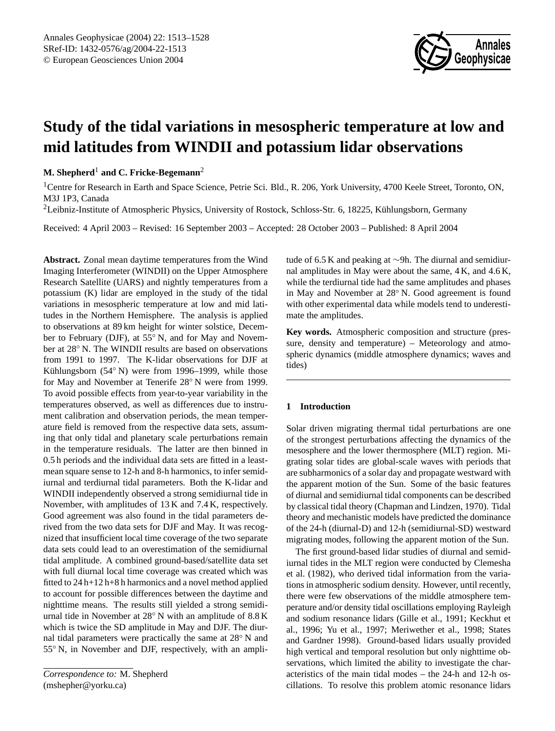# Study of the tidal variations in mesospheric temperature at low and mid latitudes from WINDII and potassium lidar observations

**M. Shepherd**[1] **and C. Fricke-Begemann**[2]

[1]Centre for Research in Earth and Space Science, Petrie Sci. Bld., R. 206, York University, 4700 Keele Street, Toronto, ON, M3J 1P3, Canada

[2]Leibniz-Institute of Atmospheric Physics, University of Rostock, Schloss-Str. 6, 18225, Kühlungsborn, Germany

Received: 4 April 2003 – Revised: 16 September 2003 – Accepted: 28 October 2003 – Published: 8 April 2004

**Abstract.** Zonal mean daytime temperatures from the Wind Imaging Interferometer (WINDII) on the Upper Atmosphere Research Satellite (UARS) and nightly temperatures from a potassium (K) lidar are employed in the study of the tidal variations in mesospheric temperature at low and mid latitudes in the Northern Hemisphere. The analysis is applied to observations at 89 km height for winter solstice, December to February (DJF), at 55° N, and for May and November at 28° N. The WINDII results are based on observations from 1991 to 1997. The K-lidar observations for DJF at Kühlungsborn (54° N) were from 1996–1999, while those for May and November at Tenerife 28° N were from 1999. To avoid possible effects from year-to-year variability in the temperatures observed, as well as differences due to instrument calibration and observation periods, the mean temperature field is removed from the respective data sets, assuming that only tidal and planetary scale perturbations remain in the temperature residuals. The latter are then binned in 0.5 h periods and the individual data sets are fitted in a least-mean square sense to 12-h and 8-h harmonics, to infer semidiurnal and terdiurnal tidal parameters. Both the K-lidar and WINDII independently observed a strong semidiurnal tide in November, with amplitudes of 13 K and 7.4 K, respectively. Good agreement was also found in the tidal parameters derived from the two data sets for DJF and May. It was recognized that insufficient local time coverage of the two separate data sets could lead to an overestimation of the semidiurnal tidal amplitude. A combined ground-based/satellite data set with full diurnal local time coverage was created which was fitted to 24 h+12 h+8 h harmonics and a novel method applied to account for possible differences between the daytime and nighttime means. The results still yielded a strong semidiurnal tide in November at 28° N with an amplitude of 8.8 K which is twice the SD amplitude in May and DJF. The diurnal tidal parameters were practically the same at 28° N and 55° N, in November and DJF, respectively, with an amplitude of 6.5 K and peaking at ~9h. The diurnal and semidiurnal amplitudes in May were about the same, 4 K, and 4.6 K, while the terdiurnal tide had the same amplitudes and phases in May and November at 28° N. Good agreement is found with other experimental data while models tend to underestimate the amplitudes.

**Key words.** Atmospheric composition and structure (pressure, density and temperature) – Meteorology and atmospheric dynamics (middle atmosphere dynamics; waves and tides)

## 1 Introduction

Solar driven migrating thermal tidal perturbations are one of the strongest perturbations affecting the dynamics of the mesosphere and the lower thermosphere (MLT) region. Migrating solar tides are global-scale waves with periods that are subharmonics of a solar day and propagate westward with the apparent motion of the Sun. Some of the basic features of diurnal and semidiurnal tidal components can be described by classical tidal theory (Chapman and Lindzen, 1970). Tidal theory and mechanistic models have predicted the dominance of the 24-h (diurnal-D) and 12-h (semidiurnal-SD) westward migrating modes, following the apparent motion of the Sun.

The first ground-based lidar studies of diurnal and semidiurnal tides in the MLT region were conducted by Clemesha et al. (1982), who derived tidal information from the variations in atmospheric sodium density. However, until recently, there were few observations of the middle atmosphere temperature and/or density tidal oscillations employing Rayleigh and sodium resonance lidars (Gille et al., 1991; Keckhut et al., 1996; Yu et al., 1997; Meriwether et al., 1998; States and Gardner 1998). Ground-based lidars usually provided high vertical and temporal resolution but only nighttime observations, which limited the ability to investigate the characteristics of the main tidal modes – the 24-h and 12-h oscillations. To resolve this problem atomic resonance lidars

*Correspondence to:* M. Shepherd (mshepher@yorku.ca)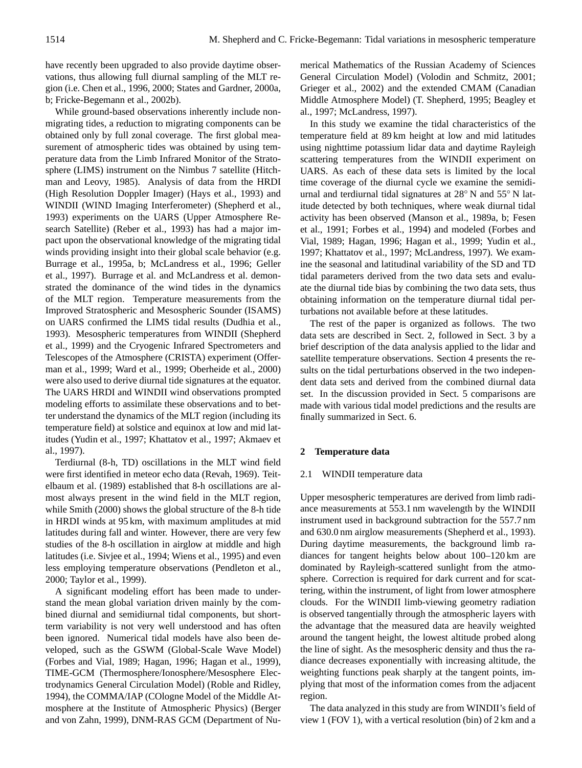have recently been upgraded to also provide daytime observations, thus allowing full diurnal sampling of the MLT region (i.e. Chen et al., 1996, 2000; States and Gardner, 2000a, b; Fricke-Begemann et al., 2002b).

While ground-based observations inherently include non-migrating tides, a reduction to migrating components can be obtained only by full zonal coverage. The first global measurement of atmospheric tides was obtained by using temperature data from the Limb Infrared Monitor of the Stratosphere (LIMS) instrument on the Nimbus 7 satellite (Hitchman and Leovy, 1985). Analysis of data from the HRDI (High Resolution Doppler Imager) (Hays et al., 1993) and WINDII (WIND Imaging Interferometer) (Shepherd et al., 1993) experiments on the UARS (Upper Atmosphere Research Satellite) (Reber et al., 1993) has had a major impact upon the observational knowledge of the migrating tidal winds providing insight into their global scale behavior (e.g. Burrage et al., 1995a, b; McLandress et al., 1996; Geller et al., 1997). Burrage et al. and McLandress et al. demonstrated the dominance of the wind tides in the dynamics of the MLT region. Temperature measurements from the Improved Stratospheric and Mesospheric Sounder (ISAMS) on UARS confirmed the LIMS tidal results (Dudhia et al., 1993). Mesospheric temperatures from WINDII (Shepherd et al., 1999) and the Cryogenic Infrared Spectrometers and Telescopes of the Atmosphere (CRISTA) experiment (Offerman et al., 1999; Ward et al., 1999; Oberheide et al., 2000) were also used to derive diurnal tide signatures at the equator. The UARS HRDI and WINDII wind observations prompted modeling efforts to assimilate these observations and to better understand the dynamics of the MLT region (including its temperature field) at solstice and equinox at low and mid latitudes (Yudin et al., 1997; Khattatov et al., 1997; Akmaev et al., 1997).

Terdiurnal (8-h, TD) oscillations in the MLT wind field were first identified in meteor echo data (Revah, 1969). Teitelbaum et al. (1989) established that 8-h oscillations are almost always present in the wind field in the MLT region, while Smith (2000) shows the global structure of the 8-h tide in HRDI winds at 95 km, with maximum amplitudes at mid latitudes during fall and winter. However, there are very few studies of the 8-h oscillation in airglow at middle and high latitudes (i.e. Sivjee et al., 1994; Wiens et al., 1995) and even less employing temperature observations (Pendleton et al., 2000; Taylor et al., 1999).

A significant modeling effort has been made to understand the mean global variation driven mainly by the combined diurnal and semidiurnal tidal components, but short-term variability is not very well understood and has often been ignored. Numerical tidal models have also been developed, such as the GSWM (Global-Scale Wave Model) (Forbes and Vial, 1989; Hagan, 1996; Hagan et al., 1999), TIME-GCM (Thermosphere/Ionosphere/Mesosphere Electrodynamics General Circulation Model) (Roble and Ridley, 1994), the COMMA/IAP (COlogne Model of the Middle Atmosphere at the Institute of Atmospheric Physics) (Berger and von Zahn, 1999), DNM-RAS GCM (Department of Numerical Mathematics of the Russian Academy of Sciences General Circulation Model) (Volodin and Schmitz, 2001; Grieger et al., 2002) and the extended CMAM (Canadian Middle Atmosphere Model) (T. Shepherd, 1995; Beagley et al., 1997; McLandress, 1997).

In this study we examine the tidal characteristics of the temperature field at 89 km height at low and mid latitudes using nighttime potassium lidar data and daytime Rayleigh scattering temperatures from the WINDII experiment on UARS. As each of these data sets is limited by the local time coverage of the diurnal cycle we examine the semidiurnal and terdiurnal tidal signatures at 28° N and 55° N latitude detected by both techniques, where weak diurnal tidal activity has been observed (Manson et al., 1989a, b; Fesen et al., 1991; Forbes et al., 1994) and modeled (Forbes and Vial, 1989; Hagan, 1996; Hagan et al., 1999; Yudin et al., 1997; Khattatov et al., 1997; McLandress, 1997). We examine the seasonal and latitudinal variability of the SD and TD tidal parameters derived from the two data sets and evaluate the diurnal tide bias by combining the two data sets, thus obtaining information on the temperature diurnal tidal perturbations not available before at these latitudes.

The rest of the paper is organized as follows. The two data sets are described in Sect. 2, followed in Sect. 3 by a brief description of the data analysis applied to the lidar and satellite temperature observations. Section 4 presents the results on the tidal perturbations observed in the two independent data sets and derived from the combined diurnal data set. In the discussion provided in Sect. 5 comparisons are made with various tidal model predictions and the results are finally summarized in Sect. 6.

## 2 Temperature data

### 2.1 WINDII temperature data

Upper mesospheric temperatures are derived from limb radiance measurements at 553.1 nm wavelength by the WINDII instrument used in background subtraction for the 557.7 nm and 630.0 nm airglow measurements (Shepherd et al., 1993). During daytime measurements, the background limb radiances for tangent heights below about 100–120 km are dominated by Rayleigh-scattered sunlight from the atmosphere. Correction is required for dark current and for scattering, within the instrument, of light from lower atmosphere clouds. For the WINDII limb-viewing geometry radiation is observed tangentially through the atmospheric layers with the advantage that the measured data are heavily weighted around the tangent height, the lowest altitude probed along the line of sight. As the mesospheric density and thus the radiance decreases exponentially with increasing altitude, the weighting functions peak sharply at the tangent points, implying that most of the information comes from the adjacent region.

The data analyzed in this study are from WINDII's field of view 1 (FOV 1), with a vertical resolution (bin) of 2 km and a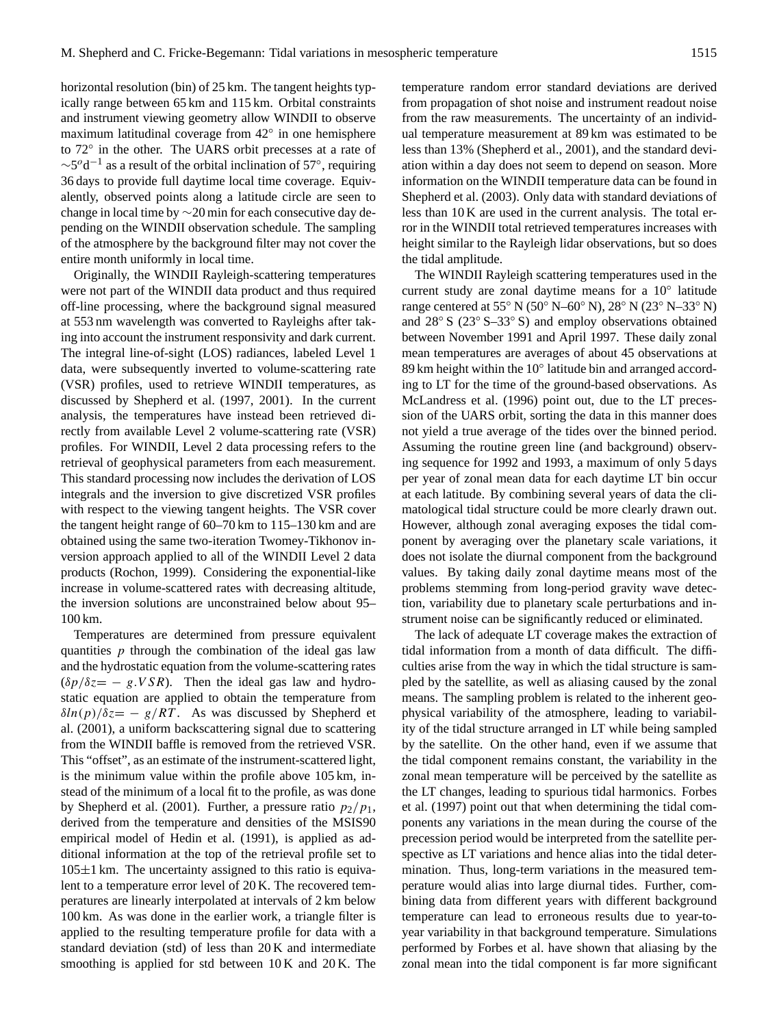horizontal resolution (bin) of 25 km. The tangent heights typically range between 65 km and 115 km. Orbital constraints and instrument viewing geometry allow WINDII to observe maximum latitudinal coverage from 42° in one hemisphere to 72° in the other. The UARS orbit precesses at a rate of $\sim 5^o \mathrm{d}^{-1}$ as a result of the orbital inclination of 57°, requiring 36 days to provide full daytime local time coverage. Equivalently, observed points along a latitude circle are seen to change in local time by ∼20 min for each consecutive day depending on the WINDII observation schedule. The sampling of the atmosphere by the background filter may not cover the entire month uniformly in local time.

Originally, the WINDII Rayleigh-scattering temperatures were not part of the WINDII data product and thus required off-line processing, where the background signal measured at 553 nm wavelength was converted to Rayleighs after taking into account the instrument responsivity and dark current. The integral line-of-sight (LOS) radiances, labeled Level 1 data, were subsequently inverted to volume-scattering rate (VSR) profiles, used to retrieve WINDII temperatures, as discussed by Shepherd et al. (1997, 2001). In the current analysis, the temperatures have instead been retrieved directly from available Level 2 volume-scattering rate (VSR) profiles. For WINDII, Level 2 data processing refers to the retrieval of geophysical parameters from each measurement. This standard processing now includes the derivation of LOS integrals and the inversion to give discretized VSR profiles with respect to the viewing tangent heights. The VSR cover the tangent height range of 60–70 km to 115–130 km and are obtained using the same two-iteration Twomey-Tikhonov inversion approach applied to all of the WINDII Level 2 data products (Rochon, 1999). Considering the exponential-like increase in volume-scattered rates with decreasing altitude, the inversion solutions are unconstrained below about 95–100 km.

Temperatures are determined from pressure equivalent quantities $p$ through the combination of the ideal gas law and the hydrostatic equation from the volume-scattering rates ($\delta p/\delta z = -g.VSR$). Then the ideal gas law and hydrostatic equation are applied to obtain the temperature from $\delta ln(p)/\delta z = -g/RT$. As was discussed by Shepherd et al. (2001), a uniform backscattering signal due to scattering from the WINDII baffle is removed from the retrieved VSR. This "offset", as an estimate of the instrument-scattered light, is the minimum value within the profile above 105 km, instead of the minimum of a local fit to the profile, as was done by Shepherd et al. (2001). Further, a pressure ratio $p_2/p_1$, derived from the temperature and densities of the MSIS90 empirical model of Hedin et al. (1991), is applied as additional information at the top of the retrieval profile set to 105±1 km. The uncertainty assigned to this ratio is equivalent to a temperature error level of 20 K. The recovered temperatures are linearly interpolated at intervals of 2 km below 100 km. As was done in the earlier work, a triangle filter is applied to the resulting temperature profile for data with a standard deviation (std) of less than 20 K and intermediate smoothing is applied for std between 10 K and 20 K. The temperature random error standard deviations are derived from propagation of shot noise and instrument readout noise from the raw measurements. The uncertainty of an individual temperature measurement at 89 km was estimated to be less than 13% (Shepherd et al., 2001), and the standard deviation within a day does not seem to depend on season. More information on the WINDII temperature data can be found in Shepherd et al. (2003). Only data with standard deviations of less than 10 K are used in the current analysis. The total error in the WINDII total retrieved temperatures increases with height similar to the Rayleigh lidar observations, but so does the tidal amplitude.

The WINDII Rayleigh scattering temperatures used in the current study are zonal daytime means for a 10° latitude range centered at 55° N (50° N–60° N), 28° N (23° N–33° N) and 28° S (23° S–33° S) and employ observations obtained between November 1991 and April 1997. These daily zonal mean temperatures are averages of about 45 observations at 89 km height within the 10° latitude bin and arranged according to LT for the time of the ground-based observations. As McLandress et al. (1996) point out, due to the LT precession of the UARS orbit, sorting the data in this manner does not yield a true average of the tides over the binned period. Assuming the routine green line (and background) observing sequence for 1992 and 1993, a maximum of only 5 days per year of zonal mean data for each daytime LT bin occur at each latitude. By combining several years of data the climatological tidal structure could be more clearly drawn out. However, although zonal averaging exposes the tidal component by averaging over the planetary scale variations, it does not isolate the diurnal component from the background values. By taking daily zonal daytime means most of the problems stemming from long-period gravity wave detection, variability due to planetary scale perturbations and instrument noise can be significantly reduced or eliminated.

The lack of adequate LT coverage makes the extraction of tidal information from a month of data difficult. The difficulties arise from the way in which the tidal structure is sampled by the satellite, as well as aliasing caused by the zonal means. The sampling problem is related to the inherent geophysical variability of the atmosphere, leading to variability of the tidal structure arranged in LT while being sampled by the satellite. On the other hand, even if we assume that the tidal component remains constant, the variability in the zonal mean temperature will be perceived by the satellite as the LT changes, leading to spurious tidal harmonics. Forbes et al. (1997) point out that when determining the tidal components any variations in the mean during the course of the precession period would be interpreted from the satellite perspective as LT variations and hence alias into the tidal determination. Thus, long-term variations in the measured temperature would alias into large diurnal tides. Further, combining data from different years with different background temperature can lead to erroneous results due to year-to-year variability in that background temperature. Simulations performed by Forbes et al. have shown that aliasing by the zonal mean into the tidal component is far more significant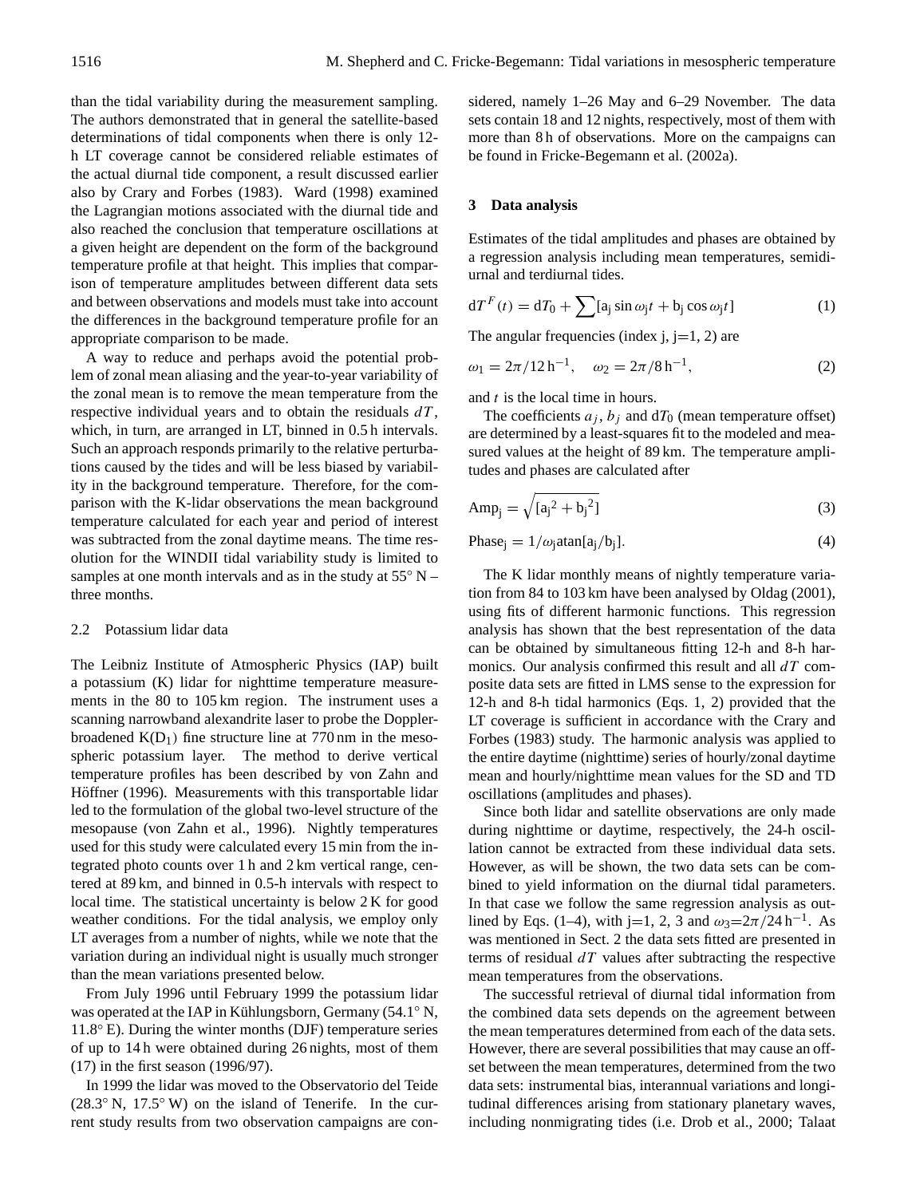than the tidal variability during the measurement sampling. The authors demonstrated that in general the satellite-based determinations of tidal components when there is only 12-h LT coverage cannot be considered reliable estimates of the actual diurnal tide component, a result discussed earlier also by Crary and Forbes (1983). Ward (1998) examined the Lagrangian motions associated with the diurnal tide and also reached the conclusion that temperature oscillations at a given height are dependent on the form of the background temperature profile at that height. This implies that comparison of temperature amplitudes between different data sets and between observations and models must take into account the differences in the background temperature profile for an appropriate comparison to be made.

A way to reduce and perhaps avoid the potential problem of zonal mean aliasing and the year-to-year variability of the zonal mean is to remove the mean temperature from the respective individual years and to obtain the residuals $dT$, which, in turn, are arranged in LT, binned in 0.5 h intervals. Such an approach responds primarily to the relative perturbations caused by the tides and will be less biased by variability in the background temperature. Therefore, for the comparison with the K-lidar observations the mean background temperature calculated for each year and period of interest was subtracted from the zonal daytime means. The time resolution for the WINDII tidal variability study is limited to samples at one month intervals and as in the study at 55° N – three months.

### 2.2 Potassium lidar data

The Leibniz Institute of Atmospheric Physics (IAP) built a potassium (K) lidar for nighttime temperature measurements in the 80 to 105 km region. The instrument uses a scanning narrowband alexandrite laser to probe the Doppler-broadened $K(D_1)$ fine structure line at 770 nm in the mesospheric potassium layer. The method to derive vertical temperature profiles has been described by von Zahn and Höffner (1996). Measurements with this transportable lidar led to the formulation of the global two-level structure of the mesopause (von Zahn et al., 1996). Nightly temperatures used for this study were calculated every 15 min from the integrated photo counts over 1 h and 2 km vertical range, centered at 89 km, and binned in 0.5-h intervals with respect to local time. The statistical uncertainty is below 2 K for good weather conditions. For the tidal analysis, we employ only LT averages from a number of nights, while we note that the variation during an individual night is usually much stronger than the mean variations presented below.

From July 1996 until February 1999 the potassium lidar was operated at the IAP in Kühlungsborn, Germany (54.1° N, 11.8° E). During the winter months (DJF) temperature series of up to 14 h were obtained during 26 nights, most of them (17) in the first season (1996/97).

In 1999 the lidar was moved to the Observatorio del Teide (28.3° N, 17.5° W) on the island of Tenerife. In the current study results from two observation campaigns are considered, namely 1–26 May and 6–29 November. The data sets contain 18 and 12 nights, respectively, most of them with more than 8 h of observations. More on the campaigns can be found in Fricke-Begemann et al. (2002a).

## 3 Data analysis

Estimates of the tidal amplitudes and phases are obtained by a regression analysis including mean temperatures, semidiurnal and terdiurnal tides.

$$dT^F(t) = dT_0 + \sum [\mathrm{a_j} \sin \omega_\mathrm{j} t + \mathrm{b_j} \cos \omega_\mathrm{j} t] \tag{1}$$

The angular frequencies (index j, j=1, 2) are

$$\omega_1 = 2\pi/12\,\mathrm{h}^{-1}, \quad \omega_2 = 2\pi/8\,\mathrm{h}^{-1}, \tag{2}$$

and $t$ is the local time in hours.

The coefficients $a_j$, $b_j$ and $dT_0$ (mean temperature offset) are determined by a least-squares fit to the modeled and measured values at the height of 89 km. The temperature amplitudes and phases are calculated after

$$\mathrm{Amp_j} = \sqrt{[\mathrm{a_j}^2 + \mathrm{b_j}^2]} \tag{3}$$

$$\mathrm{Phase_j} = 1/\omega_\mathrm{j} \mathrm{atan}[\mathrm{a_j}/\mathrm{b_j}]. \tag{4}$$

The K lidar monthly means of nightly temperature variation from 84 to 103 km have been analysed by Oldag (2001), using fits of different harmonic functions. This regression analysis has shown that the best representation of the data can be obtained by simultaneous fitting 12-h and 8-h harmonics. Our analysis confirmed this result and all $dT$ composite data sets are fitted in LMS sense to the expression for 12-h and 8-h tidal harmonics (Eqs. 1, 2) provided that the LT coverage is sufficient in accordance with the Crary and Forbes (1983) study. The harmonic analysis was applied to the entire daytime (nighttime) series of hourly/zonal daytime mean and hourly/nighttime mean values for the SD and TD oscillations (amplitudes and phases).

Since both lidar and satellite observations are only made during nighttime or daytime, respectively, the 24-h oscillation cannot be extracted from these individual data sets. However, as will be shown, the two data sets can be combined to yield information on the diurnal tidal parameters. In that case we follow the same regression analysis as outlined by Eqs. (1–4), with j=1, 2, 3 and $\omega_3 = 2\pi/24\,\mathrm{h}^{-1}$. As was mentioned in Sect. 2 the data sets fitted are presented in terms of residual $dT$ values after subtracting the respective mean temperatures from the observations.

The successful retrieval of diurnal tidal information from the combined data sets depends on the agreement between the mean temperatures determined from each of the data sets. However, there are several possibilities that may cause an offset between the mean temperatures, determined from the two data sets: instrumental bias, interannual variations and longitudinal differences arising from stationary planetary waves, including nonmigrating tides (i.e. Drob et al., 2000; Talaat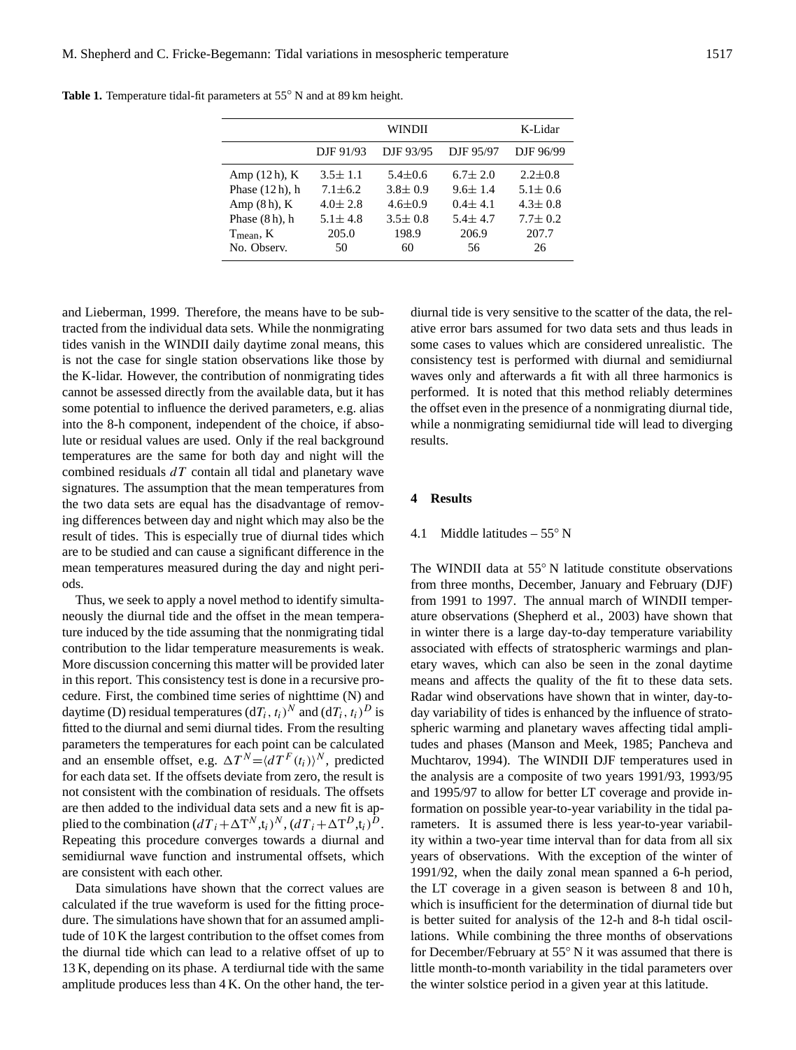**Table 1.** Temperature tidal-fit parameters at 55° N and at 89 km height.

| | WINDII | | | K-Lidar |
|---|---|---|---|---|
| | DJF 91/93 | DJF 93/95 | DJF 95/97 | DJF 96/99 |
| Amp (12 h), K | 3.5± 1.1 | 5.4±0.6 | 6.7± 2.0 | 2.2±0.8 |
| Phase (12 h), h | 7.1±6.2 | 3.8± 0.9 | 9.6± 1.4 | 5.1± 0.6 |
| Amp (8 h), K | 4.0± 2.8 | 4.6±0.9 | 0.4± 4.1 | 4.3± 0.8 |
| Phase (8 h), h | 5.1± 4.8 | 3.5± 0.8 | 5.4± 4.7 | 7.7± 0.2 |
| $T_{mean}$, K | 205.0 | 198.9 | 206.9 | 207.7 |
| No. Observ. | 50 | 60 | 56 | 26 |

and Lieberman, 1999. Therefore, the means have to be subtracted from the individual data sets. While the nonmigrating tides vanish in the WINDII daily daytime zonal means, this is not the case for single station observations like those by the K-lidar. However, the contribution of nonmigrating tides cannot be assessed directly from the available data, but it has some potential to influence the derived parameters, e.g. alias into the 8-h component, independent of the choice, if absolute or residual values are used. Only if the real background temperatures are the same for both day and night will the combined residuals $dT$ contain all tidal and planetary wave signatures. The assumption that the mean temperatures from the two data sets are equal has the disadvantage of removing differences between day and night which may also be the result of tides. This is especially true of diurnal tides which are to be studied and can cause a significant difference in the mean temperatures measured during the day and night periods.

Thus, we seek to apply a novel method to identify simultaneously the diurnal tide and the offset in the mean temperature induced by the tide assuming that the nonmigrating tidal contribution to the lidar temperature measurements is weak. More discussion concerning this matter will be provided later in this report. This consistency test is done in a recursive procedure. First, the combined time series of nighttime (N) and daytime (D) residual temperatures $(dT_i, t_i)^N$ and $(dT_i, t_i)^D$ is fitted to the diurnal and semi diurnal tides. From the resulting parameters the temperatures for each point can be calculated and an ensemble offset, e.g. $\Delta T^N = \langle dT^F(t_i)\rangle^N$, predicted for each data set. If the offsets deviate from zero, the result is not consistent with the combination of residuals. The offsets are then added to the individual data sets and a new fit is applied to the combination $(dT_i + \Delta T^N, t_i)^N$, $(dT_i + \Delta T^D, t_i)^D$. Repeating this procedure converges towards a diurnal and semidiurnal wave function and instrumental offsets, which are consistent with each other.

Data simulations have shown that the correct values are calculated if the true waveform is used for the fitting procedure. The simulations have shown that for an assumed amplitude of 10 K the largest contribution to the offset comes from the diurnal tide which can lead to a relative offset of up to 13 K, depending on its phase. A terdiurnal tide with the same amplitude produces less than 4 K. On the other hand, the terdiurnal tide is very sensitive to the scatter of the data, the relative error bars assumed for two data sets and thus leads in some cases to values which are considered unrealistic. The consistency test is performed with diurnal and semidiurnal waves only and afterwards a fit with all three harmonics is performed. It is noted that this method reliably determines the offset even in the presence of a nonmigrating diurnal tide, while a nonmigrating semidiurnal tide will lead to diverging results.

## 4 Results

### 4.1 Middle latitudes – 55° N

The WINDII data at 55° N latitude constitute observations from three months, December, January and February (DJF) from 1991 to 1997. The annual march of WINDII temperature observations (Shepherd et al., 2003) have shown that in winter there is a large day-to-day temperature variability associated with effects of stratospheric warmings and planetary waves, which can also be seen in the zonal daytime means and affects the quality of the fit to these data sets. Radar wind observations have shown that in winter, day-to-day variability of tides is enhanced by the influence of stratospheric warming and planetary waves affecting tidal amplitudes and phases (Manson and Meek, 1985; Pancheva and Muchtarov, 1994). The WINDII DJF temperatures used in the analysis are a composite of two years 1991/93, 1993/95 and 1995/97 to allow for better LT coverage and provide information on possible year-to-year variability in the tidal parameters. It is assumed there is less year-to-year variability within a two-year time interval than for data from all six years of observations. With the exception of the winter of 1991/92, when the daily zonal mean spanned a 6-h period, the LT coverage in a given season is between 8 and 10 h, which is insufficient for the determination of diurnal tide but is better suited for analysis of the 12-h and 8-h tidal oscillations. While combining the three months of observations for December/February at 55° N it was assumed that there is little month-to-month variability in the tidal parameters over the winter solstice period in a given year at this latitude.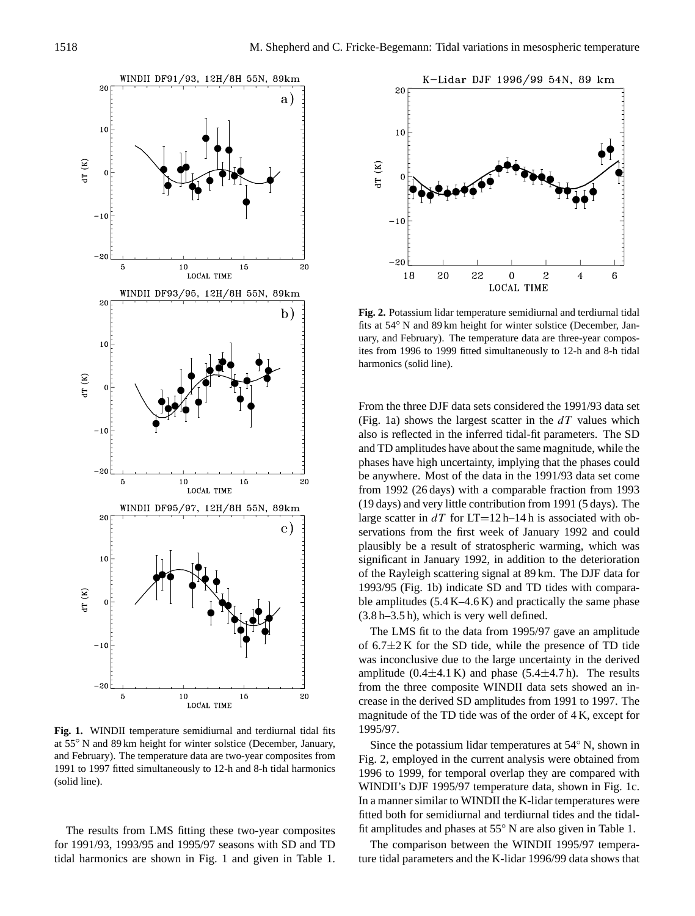**Fig. 1.** WINDII temperature semidiurnal and terdiurnal tidal fits at 55° N and 89 km height for winter solstice (December, January, and February). The temperature data are two-year composites from 1991 to 1997 fitted simultaneously to 12-h and 8-h tidal harmonics (solid line).

**Fig. 2.** Potassium lidar temperature semidiurnal and terdiurnal tidal fits at 54° N and 89 km height for winter solstice (December, January, and February). The temperature data are three-year composites from 1996 to 1999 fitted simultaneously to 12-h and 8-h tidal harmonics (solid line).

The results from LMS fitting these two-year composites for 1991/93, 1993/95 and 1995/97 seasons with SD and TD tidal harmonics are shown in Fig. 1 and given in Table 1. From the three DJF data sets considered the 1991/93 data set (Fig. 1a) shows the largest scatter in the $dT$ values which also is reflected in the inferred tidal-fit parameters. The SD and TD amplitudes have about the same magnitude, while the phases have high uncertainty, implying that the phases could be anywhere. Most of the data in the 1991/93 data set come from 1992 (26 days) with a comparable fraction from 1993 (19 days) and very little contribution from 1991 (5 days). The large scatter in $dT$ for LT=12 h–14 h is associated with observations from the first week of January 1992 and could plausibly be a result of stratospheric warming, which was significant in January 1992, in addition to the deterioration of the Rayleigh scattering signal at 89 km. The DJF data for 1993/95 (Fig. 1b) indicate SD and TD tides with comparable amplitudes (5.4 K–4.6 K) and practically the same phase (3.8 h–3.5 h), which is very well defined.

The LMS fit to the data from 1995/97 gave an amplitude of 6.7±2 K for the SD tide, while the presence of TD tide was inconclusive due to the large uncertainty in the derived amplitude (0.4±4.1 K) and phase (5.4±4.7 h). The results from the three composite WINDII data sets showed an increase in the derived SD amplitudes from 1991 to 1997. The magnitude of the TD tide was of the order of 4 K, except for 1995/97.

Since the potassium lidar temperatures at 54° N, shown in Fig. 2, employed in the current analysis were obtained from 1996 to 1999, for temporal overlap they are compared with WINDII's DJF 1995/97 temperature data, shown in Fig. 1c. In a manner similar to WINDII the K-lidar temperatures were fitted both for semidiurnal and terdiurnal tides and the tidal-fit amplitudes and phases at 55° N are also given in Table 1.

The comparison between the WINDII 1995/97 temperature tidal parameters and the K-lidar 1996/99 data shows that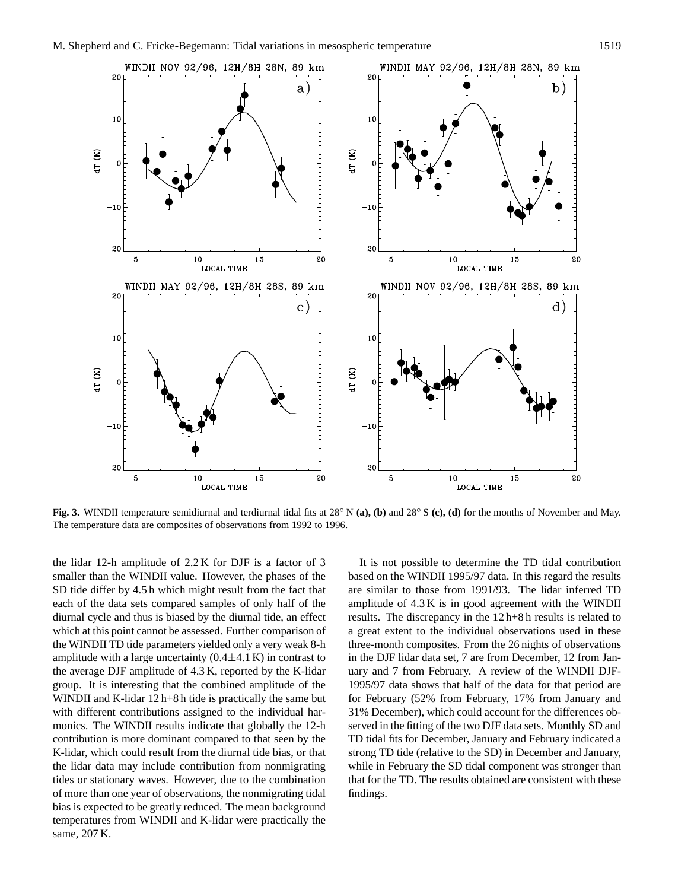Fig. 3. WINDII temperature semidiurnal and terdiurnal tidal fits at 28° N **(a)**, **(b)** and 28° S **(c)**, **(d)** for the months of November and May. The temperature data are composites of observations from 1992 to 1996.

the lidar 12-h amplitude of 2.2 K for DJF is a factor of 3 smaller than the WINDII value. However, the phases of the SD tide differ by 4.5 h which might result from the fact that each of the data sets compared samples of only half of the diurnal cycle and thus is biased by the diurnal tide, an effect which at this point cannot be assessed. Further comparison of the WINDII TD tide parameters yielded only a very weak 8-h amplitude with a large uncertainty (0.4±4.1 K) in contrast to the average DJF amplitude of 4.3 K, reported by the K-lidar group. It is interesting that the combined amplitude of the WINDII and K-lidar 12 h+8 h tide is practically the same but with different contributions assigned to the individual harmonics. The WINDII results indicate that globally the 12-h contribution is more dominant compared to that seen by the K-lidar, which could result from the diurnal tide bias, or that the lidar data may include contribution from nonmigrating tides or stationary waves. However, due to the combination of more than one year of observations, the nonmigrating tidal bias is expected to be greatly reduced. The mean background temperatures from WINDII and K-lidar were practically the same, 207 K.

It is not possible to determine the TD tidal contribution based on the WINDII 1995/97 data. In this regard the results are similar to those from 1991/93. The lidar inferred TD amplitude of 4.3 K is in good agreement with the WINDII results. The discrepancy in the 12 h+8 h results is related to a great extent to the individual observations used in these three-month composites. From the 26 nights of observations in the DJF lidar data set, 7 are from December, 12 from January and 7 from February. A review of the WINDII DJF-1995/97 data shows that half of the data for that period are for February (52% from February, 17% from January and 31% December), which could account for the differences observed in the fitting of the two DJF data sets. Monthly SD and TD tidal fits for December, January and February indicated a strong TD tide (relative to the SD) in December and January, while in February the SD tidal component was stronger than that for the TD. The results obtained are consistent with these findings.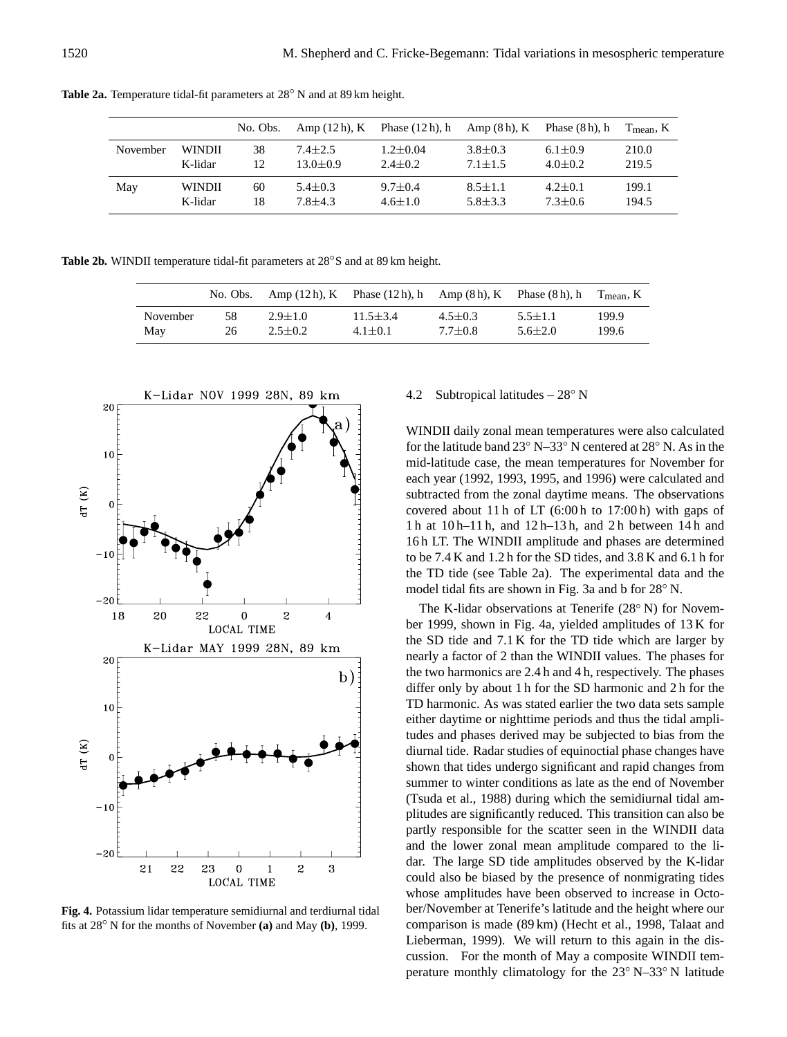**Table 2a.** Temperature tidal-fit parameters at 28° N and at 89 km height.

| | | No. Obs. | Amp (12 h), K | Phase (12 h), h | Amp (8 h), K | Phase (8 h), h | $T_{mean}$, K |
|---|---|---|---|---|---|---|---|
| November | WINDII | 38 | 7.4±2.5 | 1.2±0.04 | 3.8±0.3 | 6.1±0.9 | 210.0 |
| | K-lidar | 12 | 13.0±0.9 | 2.4±0.2 | 7.1±1.5 | 4.0±0.2 | 219.5 |
| May | WINDII | 60 | 5.4±0.3 | 9.7±0.4 | 8.5±1.1 | 4.2±0.1 | 199.1 |
| | K-lidar | 18 | 7.8±4.3 | 4.6±1.0 | 5.8±3.3 | 7.3±0.6 | 194.5 |

**Table 2b.** WINDII temperature tidal-fit parameters at 28°S and at 89 km height.

| | No. Obs. | Amp (12 h), K | Phase (12 h), h | Amp (8 h), K | Phase (8 h), h | $T_{mean}$, K |
|---|---|---|---|---|---|---|
| November | 58 | 2.9±1.0 | 11.5±3.4 | 4.5±0.3 | 5.5±1.1 | 199.9 |
| May | 26 | 2.5±0.2 | 4.1±0.1 | 7.7±0.8 | 5.6±2.0 | 199.6 |

**Fig. 4.** Potassium lidar temperature semidiurnal and terdiurnal tidal fits at 28° N for the months of November **(a)** and May **(b)**, 1999.

### 4.2 Subtropical latitudes – 28° N

WINDII daily zonal mean temperatures were also calculated for the latitude band 23° N–33° N centered at 28° N. As in the mid-latitude case, the mean temperatures for November for each year (1992, 1993, 1995, and 1996) were calculated and subtracted from the zonal daytime means. The observations covered about 11 h of LT (6:00 h to 17:00 h) with gaps of 1 h at 10 h–11 h, and 12 h–13 h, and 2 h between 14 h and 16 h LT. The WINDII amplitude and phases are determined to be 7.4 K and 1.2 h for the SD tides, and 3.8 K and 6.1 h for the TD tide (see Table 2a). The experimental data and the model tidal fits are shown in Fig. 3a and b for 28° N.

The K-lidar observations at Tenerife (28° N) for November 1999, shown in Fig. 4a, yielded amplitudes of 13 K for the SD tide and 7.1 K for the TD tide which are larger by nearly a factor of 2 than the WINDII values. The phases for the two harmonics are 2.4 h and 4 h, respectively. The phases differ only by about 1 h for the SD harmonic and 2 h for the TD harmonic. As was stated earlier the two data sets sample either daytime or nighttime periods and thus the tidal amplitudes and phases derived may be subjected to bias from the diurnal tide. Radar studies of equinoctial phase changes have shown that tides undergo significant and rapid changes from summer to winter conditions as late as the end of November (Tsuda et al., 1988) during which the semidiurnal tidal amplitudes are significantly reduced. This transition can also be partly responsible for the scatter seen in the WINDII data and the lower zonal mean amplitude compared to the lidar. The large SD tide amplitudes observed by the K-lidar could also be biased by the presence of nonmigrating tides whose amplitudes have been observed to increase in October/November at Tenerife's latitude and the height where our comparison is made (89 km) (Hecht et al., 1998, Talaat and Lieberman, 1999). We will return to this again in the discussion. For the month of May a composite WINDII temperature monthly climatology for the 23° N–33° N latitude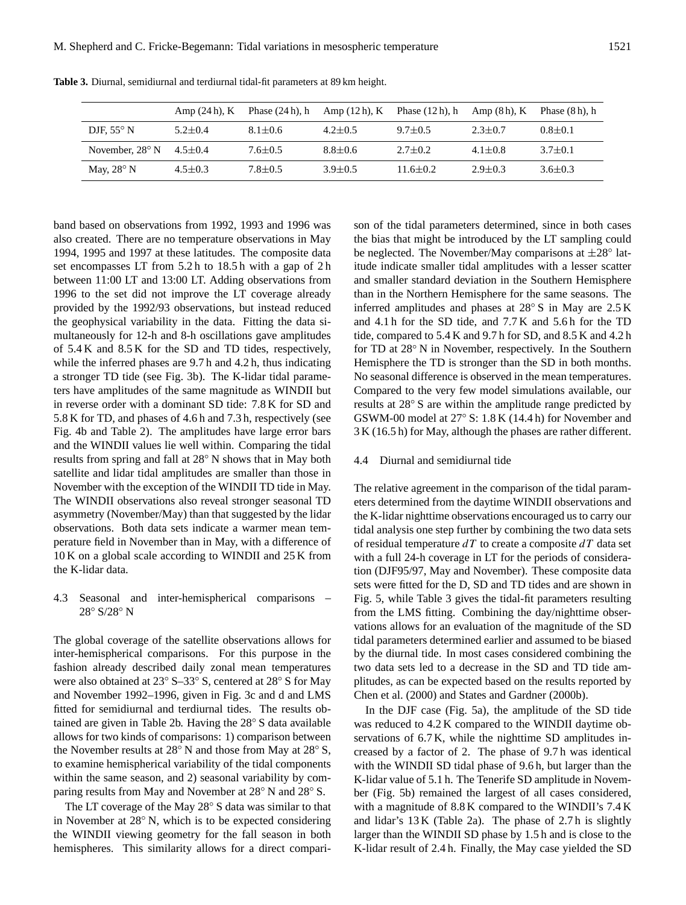**Table 3.** Diurnal, semidiurnal and terdiurnal tidal-fit parameters at 89 km height.

| | Amp (24 h), K | Phase (24 h), h | Amp (12 h), K | Phase (12 h), h | Amp (8 h), K | Phase (8 h), h |
|---|---|---|---|---|---|---|
| DJF, 55° N | 5.2±0.4 | 8.1±0.6 | 4.2±0.5 | 9.7±0.5 | 2.3±0.7 | 0.8±0.1 |
| November, 28° N | 4.5±0.4 | 7.6±0.5 | 8.8±0.6 | 2.7±0.2 | 4.1±0.8 | 3.7±0.1 |
| May, 28° N | 4.5±0.3 | 7.8±0.5 | 3.9±0.5 | 11.6±0.2 | 2.9±0.3 | 3.6±0.3 |

band based on observations from 1992, 1993 and 1996 was also created. There are no temperature observations in May 1994, 1995 and 1997 at these latitudes. The composite data set encompasses LT from 5.2 h to 18.5 h with a gap of 2 h between 11:00 LT and 13:00 LT. Adding observations from 1996 to the set did not improve the LT coverage already provided by the 1992/93 observations, but instead reduced the geophysical variability in the data. Fitting the data simultaneously for 12-h and 8-h oscillations gave amplitudes of 5.4 K and 8.5 K for the SD and TD tides, respectively, while the inferred phases are 9.7 h and 4.2 h, thus indicating a stronger TD tide (see Fig. 3b). The K-lidar tidal parameters have amplitudes of the same magnitude as WINDII but in reverse order with a dominant SD tide: 7.8 K for SD and 5.8 K for TD, and phases of 4.6 h and 7.3 h, respectively (see Fig. 4b and Table 2). The amplitudes have large error bars and the WINDII values lie well within. Comparing the tidal results from spring and fall at 28° N shows that in May both satellite and lidar tidal amplitudes are smaller than those in November with the exception of the WINDII TD tide in May. The WINDII observations also reveal stronger seasonal TD asymmetry (November/May) than that suggested by the lidar observations. Both data sets indicate a warmer mean temperature field in November than in May, with a difference of 10 K on a global scale according to WINDII and 25 K from the K-lidar data.

### 4.3 Seasonal and inter-hemispherical comparisons – 28° S/28° N

The global coverage of the satellite observations allows for inter-hemispherical comparisons. For this purpose in the fashion already described daily zonal mean temperatures were also obtained at 23° S–33° S, centered at 28° S for May and November 1992–1996, given in Fig. 3c and d and LMS fitted for semidiurnal and terdiurnal tides. The results obtained are given in Table 2b. Having the 28° S data available allows for two kinds of comparisons: 1) comparison between the November results at 28° N and those from May at 28° S, to examine hemispherical variability of the tidal components within the same season, and 2) seasonal variability by comparing results from May and November at 28° N and 28° S.

The LT coverage of the May 28° S data was similar to that in November at 28° N, which is to be expected considering the WINDII viewing geometry for the fall season in both hemispheres. This similarity allows for a direct comparison of the tidal parameters determined, since in both cases the bias that might be introduced by the LT sampling could be neglected. The November/May comparisons at ±28° latitude indicate smaller tidal amplitudes with a lesser scatter and smaller standard deviation in the Southern Hemisphere than in the Northern Hemisphere for the same seasons. The inferred amplitudes and phases at 28° S in May are 2.5 K and 4.1 h for the SD tide, and 7.7 K and 5.6 h for the TD tide, compared to 5.4 K and 9.7 h for SD, and 8.5 K and 4.2 h for TD at 28° N in November, respectively. In the Southern Hemisphere the TD is stronger than the SD in both months. No seasonal difference is observed in the mean temperatures. Compared to the very few model simulations available, our results at 28° S are within the amplitude range predicted by GSWM-00 model at 27° S: 1.8 K (14.4 h) for November and 3 K (16.5 h) for May, although the phases are rather different.

### 4.4 Diurnal and semidiurnal tide

The relative agreement in the comparison of the tidal parameters determined from the daytime WINDII observations and the K-lidar nighttime observations encouraged us to carry our tidal analysis one step further by combining the two data sets of residual temperature $dT$ to create a composite $dT$ data set with a full 24-h coverage in LT for the periods of consideration (DJF95/97, May and November). These composite data sets were fitted for the D, SD and TD tides and are shown in Fig. 5, while Table 3 gives the tidal-fit parameters resulting from the LMS fitting. Combining the day/nighttime observations allows for an evaluation of the magnitude of the SD tidal parameters determined earlier and assumed to be biased by the diurnal tide. In most cases considered combining the two data sets led to a decrease in the SD and TD tide amplitudes, as can be expected based on the results reported by Chen et al. (2000) and States and Gardner (2000b).

In the DJF case (Fig. 5a), the amplitude of the SD tide was reduced to 4.2 K compared to the WINDII daytime observations of 6.7 K, while the nighttime SD amplitudes increased by a factor of 2. The phase of 9.7 h was identical with the WINDII SD tidal phase of 9.6 h, but larger than the K-lidar value of 5.1 h. The Tenerife SD amplitude in November (Fig. 5b) remained the largest of all cases considered, with a magnitude of 8.8 K compared to the WINDII's 7.4 K and lidar's 13 K (Table 2a). The phase of 2.7 h is slightly larger than the WINDII SD phase by 1.5 h and is close to the K-lidar result of 2.4 h. Finally, the May case yielded the SD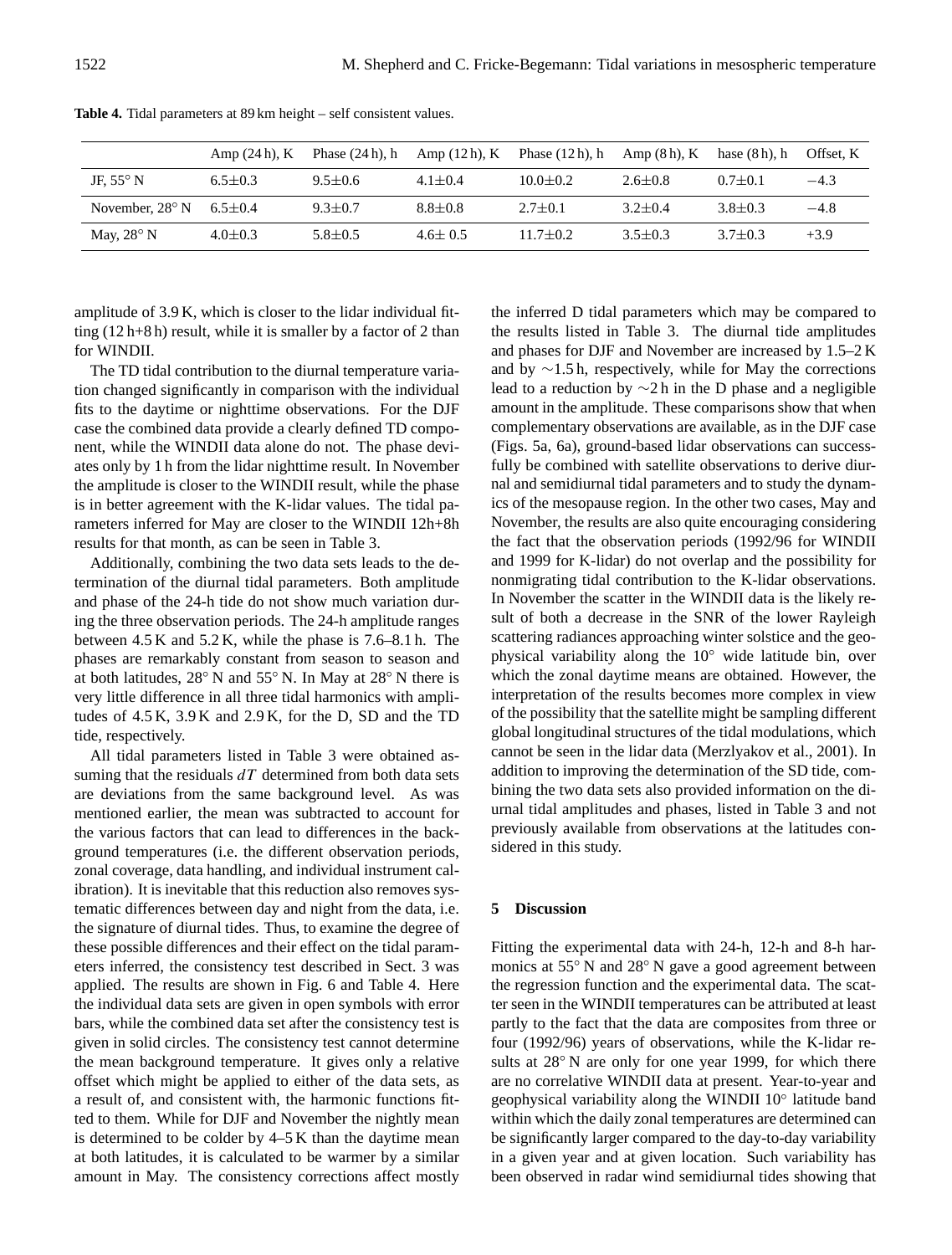**Table 4.** Tidal parameters at 89 km height – self consistent values.

| | Amp (24 h), K | Phase (24 h), h | Amp (12 h), K | Phase (12 h), h | Amp (8 h), K | hase (8 h), h | Offset, K |
|---|---|---|---|---|---|---|---|
| JF, 55° N | 6.5±0.3 | 9.5±0.6 | 4.1±0.4 | 10.0±0.2 | 2.6±0.8 | 0.7±0.1 | −4.3 |
| November, 28° N | 6.5±0.4 | 9.3±0.7 | 8.8±0.8 | 2.7±0.1 | 3.2±0.4 | 3.8±0.3 | −4.8 |
| May, 28° N | 4.0±0.3 | 5.8±0.5 | 4.6± 0.5 | 11.7±0.2 | 3.5±0.3 | 3.7±0.3 | +3.9 |

amplitude of 3.9 K, which is closer to the lidar individual fitting (12 h+8 h) result, while it is smaller by a factor of 2 than for WINDII.

The TD tidal contribution to the diurnal temperature variation changed significantly in comparison with the individual fits to the daytime or nighttime observations. For the DJF case the combined data provide a clearly defined TD component, while the WINDII data alone do not. The phase deviates only by 1 h from the lidar nighttime result. In November the amplitude is closer to the WINDII result, while the phase is in better agreement with the K-lidar values. The tidal parameters inferred for May are closer to the WINDII 12h+8h results for that month, as can be seen in Table 3.

Additionally, combining the two data sets leads to the determination of the diurnal tidal parameters. Both amplitude and phase of the 24-h tide do not show much variation during the three observation periods. The 24-h amplitude ranges between 4.5 K and 5.2 K, while the phase is 7.6–8.1 h. The phases are remarkably constant from season to season and at both latitudes, 28° N and 55° N. In May at 28° N there is very little difference in all three tidal harmonics with amplitudes of 4.5 K, 3.9 K and 2.9 K, for the D, SD and the TD tide, respectively.

All tidal parameters listed in Table 3 were obtained assuming that the residuals $dT$ determined from both data sets are deviations from the same background level. As was mentioned earlier, the mean was subtracted to account for the various factors that can lead to differences in the background temperatures (i.e. the different observation periods, zonal coverage, data handling, and individual instrument calibration). It is inevitable that this reduction also removes systematic differences between day and night from the data, i.e. the signature of diurnal tides. Thus, to examine the degree of these possible differences and their effect on the tidal parameters inferred, the consistency test described in Sect. 3 was applied. The results are shown in Fig. 6 and Table 4. Here the individual data sets are given in open symbols with error bars, while the combined data set after the consistency test is given in solid circles. The consistency test cannot determine the mean background temperature. It gives only a relative offset which might be applied to either of the data sets, as a result of, and consistent with, the harmonic functions fitted to them. While for DJF and November the nightly mean is determined to be colder by 4–5 K than the daytime mean at both latitudes, it is calculated to be warmer by a similar amount in May. The consistency corrections affect mostly the inferred D tidal parameters which may be compared to the results listed in Table 3. The diurnal tide amplitudes and phases for DJF and November are increased by 1.5–2 K and by ∼1.5 h, respectively, while for May the corrections lead to a reduction by ∼2 h in the D phase and a negligible amount in the amplitude. These comparisons show that when complementary observations are available, as in the DJF case (Figs. 5a, 6a), ground-based lidar observations can successfully be combined with satellite observations to derive diurnal and semidiurnal tidal parameters and to study the dynamics of the mesopause region. In the other two cases, May and November, the results are also quite encouraging considering the fact that the observation periods (1992/96 for WINDII and 1999 for K-lidar) do not overlap and the possibility for nonmigrating tidal contribution to the K-lidar observations. In November the scatter in the WINDII data is the likely result of both a decrease in the SNR of the lower Rayleigh scattering radiances approaching winter solstice and the geophysical variability along the 10° wide latitude bin, over which the zonal daytime means are obtained. However, the interpretation of the results becomes more complex in view of the possibility that the satellite might be sampling different global longitudinal structures of the tidal modulations, which cannot be seen in the lidar data (Merzlyakov et al., 2001). In addition to improving the determination of the SD tide, combining the two data sets also provided information on the diurnal tidal amplitudes and phases, listed in Table 3 and not previously available from observations at the latitudes considered in this study.

## 5 Discussion

Fitting the experimental data with 24-h, 12-h and 8-h harmonics at 55° N and 28° N gave a good agreement between the regression function and the experimental data. The scatter seen in the WINDII temperatures can be attributed at least partly to the fact that the data are composites from three or four (1992/96) years of observations, while the K-lidar results at 28° N are only for one year 1999, for which there are no correlative WINDII data at present. Year-to-year and geophysical variability along the WINDII 10° latitude band within which the daily zonal temperatures are determined can be significantly larger compared to the day-to-day variability in a given year and at given location. Such variability has been observed in radar wind semidiurnal tides showing that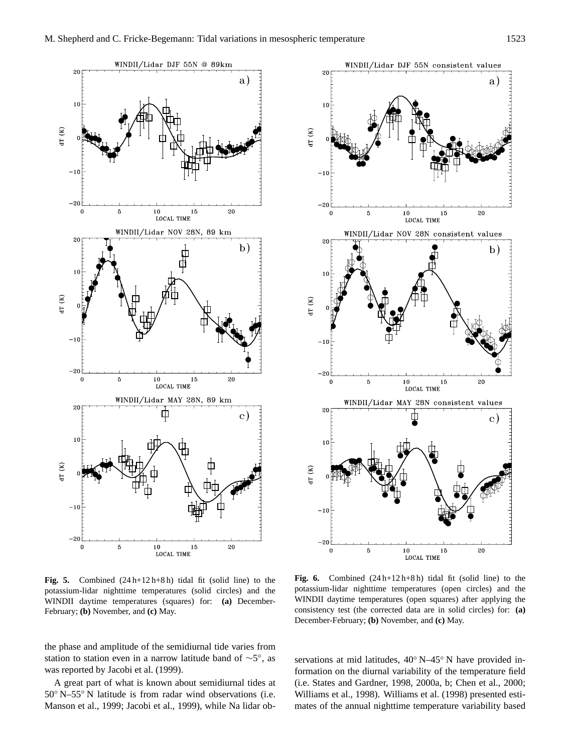**Fig. 5.** Combined (24 h+12 h+8 h) tidal fit (solid line) to the potassium-lidar nighttime temperatures (solid circles) and the WINDII daytime temperatures (squares) for: **(a)** December-February; **(b)** November, and **(c)** May.

**Fig. 6.** Combined (24 h+12 h+8 h) tidal fit (solid line) to the potassium-lidar nighttime temperatures (open circles) and the WINDII daytime temperatures (open squares) after applying the consistency test (the corrected data are in solid circles) for: **(a)** December-February; **(b)** November, and **(c)** May.

the phase and amplitude of the semidiurnal tide varies from station to station even in a narrow latitude band of ∼5°, as was reported by Jacobi et al. (1999).

A great part of what is known about semidiurnal tides at 50° N–55° N latitude is from radar wind observations (i.e. Manson et al., 1999; Jacobi et al., 1999), while Na lidar observations at mid latitudes, 40° N–45° N have provided information on the diurnal variability of the temperature field (i.e. States and Gardner, 1998, 2000a, b; Chen et al., 2000; Williams et al., 1998). Williams et al. (1998) presented estimates of the annual nighttime temperature variability based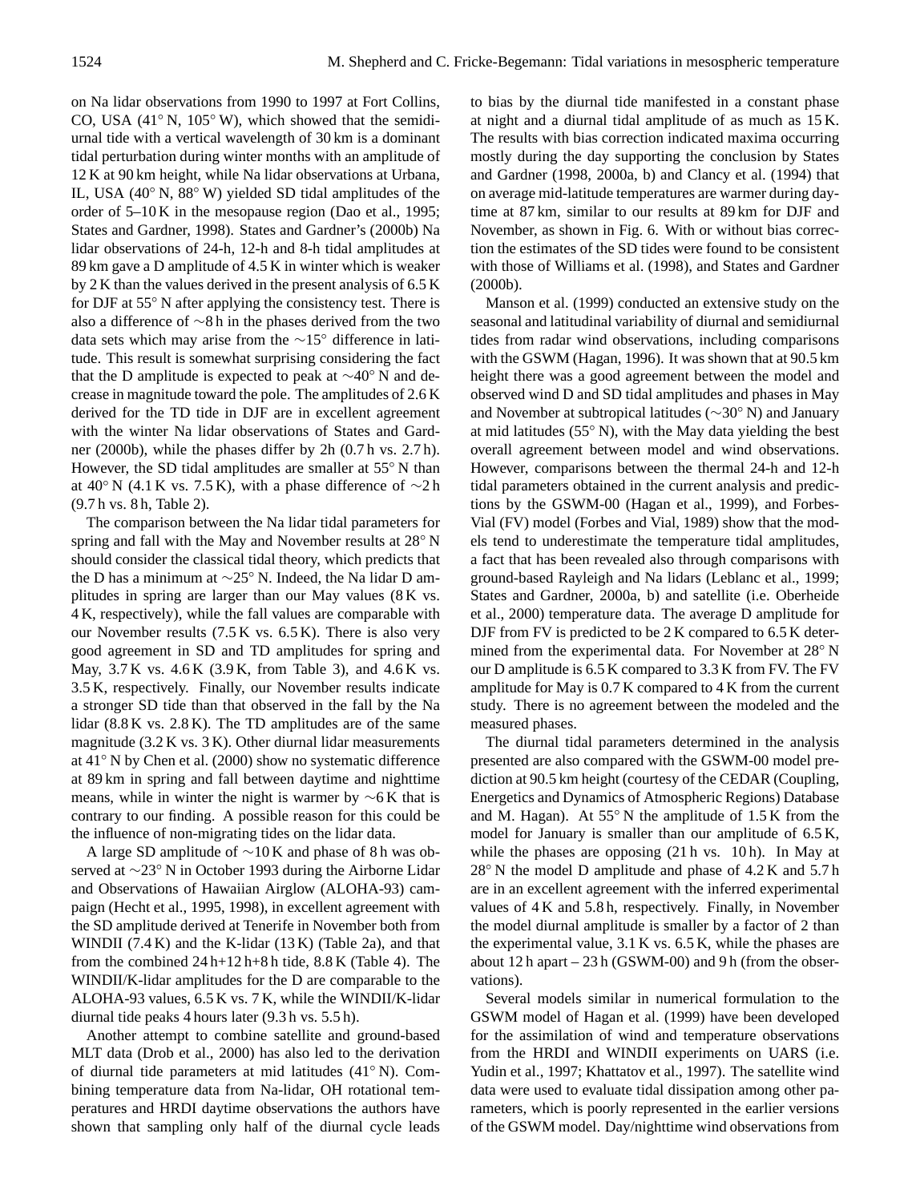on Na lidar observations from 1990 to 1997 at Fort Collins, CO, USA (41° N, 105° W), which showed that the semidiurnal tide with a vertical wavelength of 30 km is a dominant tidal perturbation during winter months with an amplitude of 12 K at 90 km height, while Na lidar observations at Urbana, IL, USA (40° N, 88° W) yielded SD tidal amplitudes of the order of 5–10 K in the mesopause region (Dao et al., 1995; States and Gardner, 1998). States and Gardner's (2000b) Na lidar observations of 24-h, 12-h and 8-h tidal amplitudes at 89 km gave a D amplitude of 4.5 K in winter which is weaker by 2 K than the values derived in the present analysis of 6.5 K for DJF at 55° N after applying the consistency test. There is also a difference of ∼8 h in the phases derived from the two data sets which may arise from the ∼15° difference in latitude. This result is somewhat surprising considering the fact that the D amplitude is expected to peak at ∼40° N and decrease in magnitude toward the pole. The amplitudes of 2.6 K derived for the TD tide in DJF are in excellent agreement with the winter Na lidar observations of States and Gardner (2000b), while the phases differ by 2h (0.7 h vs. 2.7 h). However, the SD tidal amplitudes are smaller at 55° N than at 40° N (4.1 K vs. 7.5 K), with a phase difference of ∼2 h (9.7 h vs. 8 h, Table 2).

The comparison between the Na lidar tidal parameters for spring and fall with the May and November results at 28° N should consider the classical tidal theory, which predicts that the D has a minimum at ∼25° N. Indeed, the Na lidar D amplitudes in spring are larger than our May values (8 K vs. 4 K, respectively), while the fall values are comparable with our November results (7.5 K vs. 6.5 K). There is also very good agreement in SD and TD amplitudes for spring and May, 3.7 K vs. 4.6 K (3.9 K, from Table 3), and 4.6 K vs. 3.5 K, respectively. Finally, our November results indicate a stronger SD tide than that observed in the fall by the Na lidar (8.8 K vs. 2.8 K). The TD amplitudes are of the same magnitude (3.2 K vs. 3 K). Other diurnal lidar measurements at 41° N by Chen et al. (2000) show no systematic difference at 89 km in spring and fall between daytime and nighttime means, while in winter the night is warmer by ∼6 K that is contrary to our finding. A possible reason for this could be the influence of non-migrating tides on the lidar data.

A large SD amplitude of ∼10 K and phase of 8 h was observed at ∼23° N in October 1993 during the Airborne Lidar and Observations of Hawaiian Airglow (ALOHA-93) campaign (Hecht et al., 1995, 1998), in excellent agreement with the SD amplitude derived at Tenerife in November both from WINDII (7.4 K) and the K-lidar (13 K) (Table 2a), and that from the combined 24 h+12 h+8 h tide, 8.8 K (Table 4). The WINDII/K-lidar amplitudes for the D are comparable to the ALOHA-93 values, 6.5 K vs. 7 K, while the WINDII/K-lidar diurnal tide peaks 4 hours later (9.3 h vs. 5.5 h).

Another attempt to combine satellite and ground-based MLT data (Drob et al., 2000) has also led to the derivation of diurnal tide parameters at mid latitudes (41° N). Combining temperature data from Na-lidar, OH rotational temperatures and HRDI daytime observations the authors have shown that sampling only half of the diurnal cycle leads to bias by the diurnal tide manifested in a constant phase at night and a diurnal tidal amplitude of as much as 15 K. The results with bias correction indicated maxima occurring mostly during the day supporting the conclusion by States and Gardner (1998, 2000a, b) and Clancy et al. (1994) that on average mid-latitude temperatures are warmer during daytime at 87 km, similar to our results at 89 km for DJF and November, as shown in Fig. 6. With or without bias correction the estimates of the SD tides were found to be consistent with those of Williams et al. (1998), and States and Gardner (2000b).

Manson et al. (1999) conducted an extensive study on the seasonal and latitudinal variability of diurnal and semidiurnal tides from radar wind observations, including comparisons with the GSWM (Hagan, 1996). It was shown that at 90.5 km height there was a good agreement between the model and observed wind D and SD tidal amplitudes and phases in May and November at subtropical latitudes (∼30° N) and January at mid latitudes (55° N), with the May data yielding the best overall agreement between model and wind observations. However, comparisons between the thermal 24-h and 12-h tidal parameters obtained in the current analysis and predictions by the GSWM-00 (Hagan et al., 1999), and Forbes-Vial (FV) model (Forbes and Vial, 1989) show that the models tend to underestimate the temperature tidal amplitudes, a fact that has been revealed also through comparisons with ground-based Rayleigh and Na lidars (Leblanc et al., 1999; States and Gardner, 2000a, b) and satellite (i.e. Oberheide et al., 2000) temperature data. The average D amplitude for DJF from FV is predicted to be 2 K compared to 6.5 K determined from the experimental data. For November at 28° N our D amplitude is 6.5 K compared to 3.3 K from FV. The FV amplitude for May is 0.7 K compared to 4 K from the current study. There is no agreement between the modeled and the measured phases.

The diurnal tidal parameters determined in the analysis presented are also compared with the GSWM-00 model prediction at 90.5 km height (courtesy of the CEDAR (Coupling, Energetics and Dynamics of Atmospheric Regions) Database and M. Hagan). At 55° N the amplitude of 1.5 K from the model for January is smaller than our amplitude of 6.5 K, while the phases are opposing (21 h vs. 10 h). In May at 28° N the model D amplitude and phase of 4.2 K and 5.7 h are in an excellent agreement with the inferred experimental values of 4 K and 5.8 h, respectively. Finally, in November the model diurnal amplitude is smaller by a factor of 2 than the experimental value, 3.1 K vs. 6.5 K, while the phases are about 12 h apart – 23 h (GSWM-00) and 9 h (from the observations).

Several models similar in numerical formulation to the GSWM model of Hagan et al. (1999) have been developed for the assimilation of wind and temperature observations from the HRDI and WINDII experiments on UARS (i.e. Yudin et al., 1997; Khattatov et al., 1997). The satellite wind data were used to evaluate tidal dissipation among other parameters, which is poorly represented in the earlier versions of the GSWM model. Day/nighttime wind observations from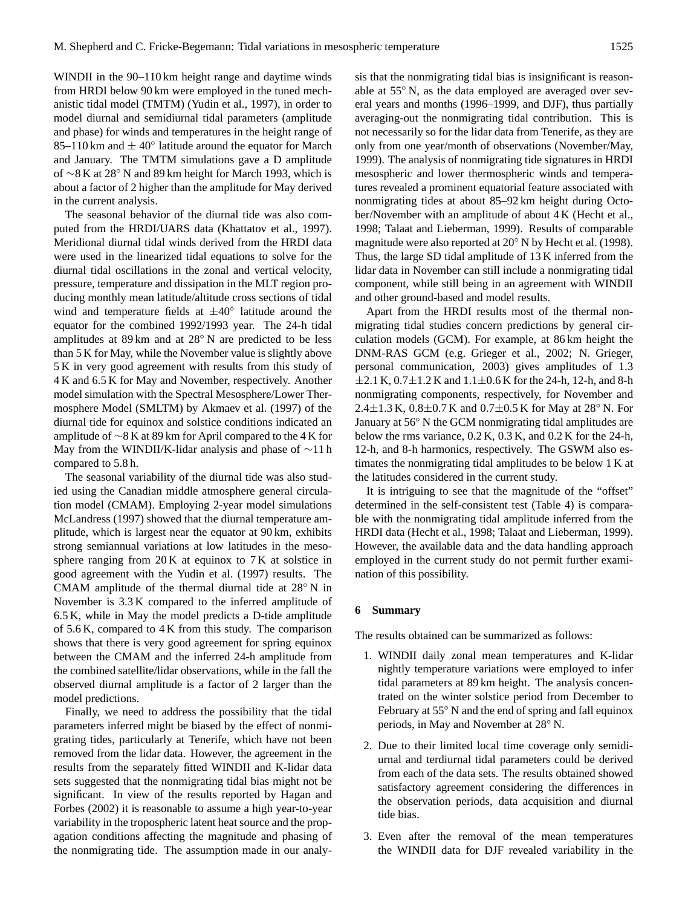WINDII in the 90–110 km height range and daytime winds from HRDI below 90 km were employed in the tuned mechanistic tidal model (TMTM) (Yudin et al., 1997), in order to model diurnal and semidiurnal tidal parameters (amplitude and phase) for winds and temperatures in the height range of 85–110 km and $\pm 40^\circ$ latitude around the equator for March and January. The TMTM simulations gave a D amplitude of $\sim$8 K at 28° N and 89 km height for March 1993, which is about a factor of 2 higher than the amplitude for May derived in the current analysis.

The seasonal behavior of the diurnal tide was also computed from the HRDI/UARS data (Khattatov et al., 1997). Meridional diurnal tidal winds derived from the HRDI data were used in the linearized tidal equations to solve for the diurnal tidal oscillations in the zonal and vertical velocity, pressure, temperature and dissipation in the MLT region producing monthly mean latitude/altitude cross sections of tidal wind and temperature fields at $\pm 40^\circ$ latitude around the equator for the combined 1992/1993 year. The 24-h tidal amplitudes at 89 km and at 28° N are predicted to be less than 5 K for May, while the November value is slightly above 5 K in very good agreement with results from this study of 4 K and 6.5 K for May and November, respectively. Another model simulation with the Spectral Mesosphere/Lower Thermosphere Model (SMLTM) by Akmaev et al. (1997) of the diurnal tide for equinox and solstice conditions indicated an amplitude of $\sim$8 K at 89 km for April compared to the 4 K for May from the WINDII/K-lidar analysis and phase of $\sim$11 h compared to 5.8 h.

The seasonal variability of the diurnal tide was also studied using the Canadian middle atmosphere general circulation model (CMAM). Employing 2-year model simulations McLandress (1997) showed that the diurnal temperature amplitude, which is largest near the equator at 90 km, exhibits strong semiannual variations at low latitudes in the mesosphere ranging from 20 K at equinox to 7 K at solstice in good agreement with the Yudin et al. (1997) results. The CMAM amplitude of the thermal diurnal tide at 28° N in November is 3.3 K compared to the inferred amplitude of 6.5 K, while in May the model predicts a D-tide amplitude of 5.6 K, compared to 4 K from this study. The comparison shows that there is very good agreement for spring equinox between the CMAM and the inferred 24-h amplitude from the combined satellite/lidar observations, while in the fall the observed diurnal amplitude is a factor of 2 larger than the model predictions.

Finally, we need to address the possibility that the tidal parameters inferred might be biased by the effect of nonmigrating tides, particularly at Tenerife, which have not been removed from the lidar data. However, the agreement in the results from the separately fitted WINDII and K-lidar data sets suggested that the nonmigrating tidal bias might not be significant. In view of the results reported by Hagan and Forbes (2002) it is reasonable to assume a high year-to-year variability in the tropospheric latent heat source and the propagation conditions affecting the magnitude and phasing of the nonmigrating tide. The assumption made in our analysis that the nonmigrating tidal bias is insignificant is reasonable at 55° N, as the data employed are averaged over several years and months (1996–1999, and DJF), thus partially averaging-out the nonmigrating tidal contribution. This is not necessarily so for the lidar data from Tenerife, as they are only from one year/month of observations (November/May, 1999). The analysis of nonmigrating tide signatures in HRDI mesospheric and lower thermospheric winds and temperatures revealed a prominent equatorial feature associated with nonmigrating tides at about 85–92 km height during October/November with an amplitude of about 4 K (Hecht et al., 1998; Talaat and Lieberman, 1999). Results of comparable magnitude were also reported at 20° N by Hecht et al. (1998). Thus, the large SD tidal amplitude of 13 K inferred from the lidar data in November can still include a nonmigrating tidal component, while still being in an agreement with WINDII and other ground-based and model results.

Apart from the HRDI results most of the thermal nonmigrating tidal studies concern predictions by general circulation models (GCM). For example, at 86 km height the DNM-RAS GCM (e.g. Grieger et al., 2002; N. Grieger, personal communication, 2003) gives amplitudes of 1.3 $\pm$2.1 K, 0.7$\pm$1.2 K and 1.1$\pm$0.6 K for the 24-h, 12-h, and 8-h nonmigrating components, respectively, for November and 2.4$\pm$1.3 K, 0.8$\pm$0.7 K and 0.7$\pm$0.5 K for May at 28° N. For January at 56° N the GCM nonmigrating tidal amplitudes are below the rms variance, 0.2 K, 0.3 K, and 0.2 K for the 24-h, 12-h, and 8-h harmonics, respectively. The GSWM also estimates the nonmigrating tidal amplitudes to be below 1 K at the latitudes considered in the current study.

It is intriguing to see that the magnitude of the "offset" determined in the self-consistent test (Table 4) is comparable with the nonmigrating tidal amplitude inferred from the HRDI data (Hecht et al., 1998; Talaat and Lieberman, 1999). However, the available data and the data handling approach employed in the current study do not permit further examination of this possibility.

## 6 Summary

The results obtained can be summarized as follows:

1. WINDII daily zonal mean temperatures and K-lidar nightly temperature variations were employed to infer tidal parameters at 89 km height. The analysis concentrated on the winter solstice period from December to February at 55° N and the end of spring and fall equinox periods, in May and November at 28° N.

2. Due to their limited local time coverage only semidiurnal and terdiurnal tidal parameters could be derived from each of the data sets. The results obtained showed satisfactory agreement considering the differences in the observation periods, data acquisition and diurnal tide bias.

3. Even after the removal of the mean temperatures the WINDII data for DJF revealed variability in the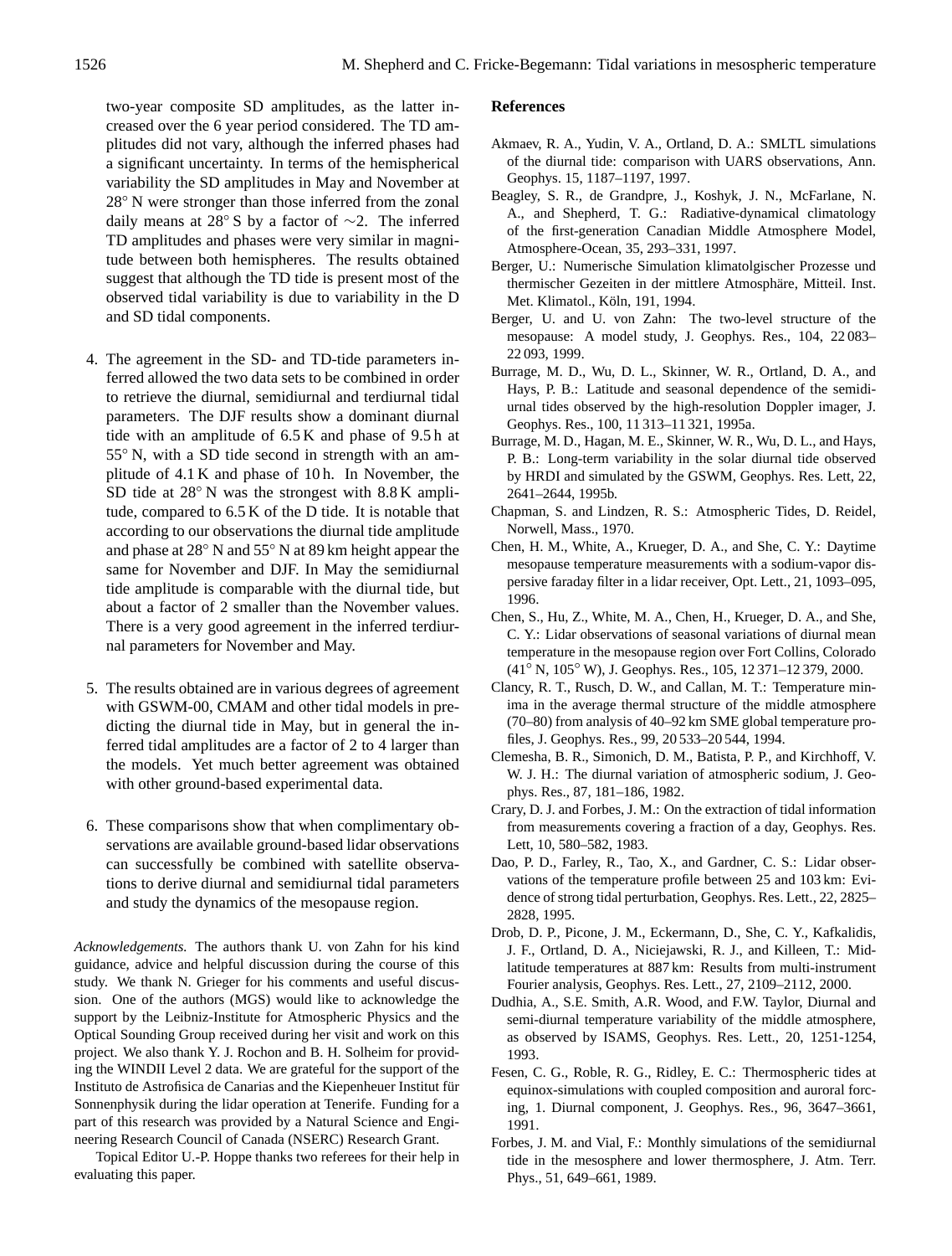two-year composite SD amplitudes, as the latter increased over the 6 year period considered. The TD amplitudes did not vary, although the inferred phases had a significant uncertainty. In terms of the hemispherical variability the SD amplitudes in May and November at 28° N were stronger than those inferred from the zonal daily means at 28° S by a factor of ∼2. The inferred TD amplitudes and phases were very similar in magnitude between both hemispheres. The results obtained suggest that although the TD tide is present most of the observed tidal variability is due to variability in the D and SD tidal components.

4. The agreement in the SD- and TD-tide parameters inferred allowed the two data sets to be combined in order to retrieve the diurnal, semidiurnal and terdiurnal tidal parameters. The DJF results show a dominant diurnal tide with an amplitude of 6.5 K and phase of 9.5 h at 55° N, with a SD tide second in strength with an amplitude of 4.1 K and phase of 10 h. In November, the SD tide at 28° N was the strongest with 8.8 K amplitude, compared to 6.5 K of the D tide. It is notable that according to our observations the diurnal tide amplitude and phase at 28° N and 55° N at 89 km height appear the same for November and DJF. In May the semidiurnal tide amplitude is comparable with the diurnal tide, but about a factor of 2 smaller than the November values. There is a very good agreement in the inferred terdiurnal parameters for November and May.

5. The results obtained are in various degrees of agreement with GSWM-00, CMAM and other tidal models in predicting the diurnal tide in May, but in general the inferred tidal amplitudes are a factor of 2 to 4 larger than the models. Yet much better agreement was obtained with other ground-based experimental data.

6. These comparisons show that when complimentary observations are available ground-based lidar observations can successfully be combined with satellite observations to derive diurnal and semidiurnal tidal parameters and study the dynamics of the mesopause region.

*Acknowledgements.* The authors thank U. von Zahn for his kind guidance, advice and helpful discussion during the course of this study. We thank N. Grieger for his comments and useful discussion. One of the authors (MGS) would like to acknowledge the support by the Leibniz-Institute for Atmospheric Physics and the Optical Sounding Group received during her visit and work on this project. We also thank Y. J. Rochon and B. H. Solheim for providing the WINDII Level 2 data. We are grateful for the support of the Instituto de Astrofisica de Canarias and the Kiepenheuer Institut für Sonnenphysik during the lidar operation at Tenerife. Funding for a part of this research was provided by a Natural Science and Engineering Research Council of Canada (NSERC) Research Grant.

Topical Editor U.-P. Hoppe thanks two referees for their help in evaluating this paper.

## References

Akmaev, R. A., Yudin, V. A., Ortland, D. A.: SMLTL simulations of the diurnal tide: comparison with UARS observations, Ann. Geophys. 15, 1187–1197, 1997.

Beagley, S. R., de Grandpre, J., Koshyk, J. N., McFarlane, N. A., and Shepherd, T. G.: Radiative-dynamical climatology of the first-generation Canadian Middle Atmosphere Model, Atmosphere-Ocean, 35, 293–331, 1997.

Berger, U.: Numerische Simulation klimatolgischer Prozesse und thermischer Gezeiten in der mittlere Atmosphäre, Mitteil. Inst. Met. Klimatol., Köln, 191, 1994.

Berger, U. and U. von Zahn: The two-level structure of the mesopause: A model study, J. Geophys. Res., 104, 22 083–22 093, 1999.

Burrage, M. D., Wu, D. L., Skinner, W. R., Ortland, D. A., and Hays, P. B.: Latitude and seasonal dependence of the semidiurnal tides observed by the high-resolution Doppler imager, J. Geophys. Res., 100, 11 313–11 321, 1995a.

Burrage, M. D., Hagan, M. E., Skinner, W. R., Wu, D. L., and Hays, P. B.: Long-term variability in the solar diurnal tide observed by HRDI and simulated by the GSWM, Geophys. Res. Lett, 22, 2641–2644, 1995b.

Chapman, S. and Lindzen, R. S.: Atmospheric Tides, D. Reidel, Norwell, Mass., 1970.

Chen, H. M., White, A., Krueger, D. A., and She, C. Y.: Daytime mesopause temperature measurements with a sodium-vapor dispersive faraday filter in a lidar receiver, Opt. Lett., 21, 1093–095, 1996.

Chen, S., Hu, Z., White, M. A., Chen, H., Krueger, D. A., and She, C. Y.: Lidar observations of seasonal variations of diurnal mean temperature in the mesopause region over Fort Collins, Colorado (41° N, 105° W), J. Geophys. Res., 105, 12 371–12 379, 2000.

Clancy, R. T., Rusch, D. W., and Callan, M. T.: Temperature minima in the average thermal structure of the middle atmosphere (70–80) from analysis of 40–92 km SME global temperature profiles, J. Geophys. Res., 99, 20 533–20 544, 1994.

Clemesha, B. R., Simonich, D. M., Batista, P. P., and Kirchhoff, V. W. J. H.: The diurnal variation of atmospheric sodium, J. Geophys. Res., 87, 181–186, 1982.

Crary, D. J. and Forbes, J. M.: On the extraction of tidal information from measurements covering a fraction of a day, Geophys. Res. Lett, 10, 580–582, 1983.

Dao, P. D., Farley, R., Tao, X., and Gardner, C. S.: Lidar observations of the temperature profile between 25 and 103 km: Evidence of strong tidal perturbation, Geophys. Res. Lett., 22, 2825–2828, 1995.

Drob, D. P., Picone, J. M., Eckermann, D., She, C. Y., Kafkalidis, J. F., Ortland, D. A., Niciejawski, R. J., and Killeen, T.: Midlatitude temperatures at 887 km: Results from multi-instrument Fourier analysis, Geophys. Res. Lett., 27, 2109–2112, 2000.

Dudhia, A., S.E. Smith, A.R. Wood, and F.W. Taylor, Diurnal and semi-diurnal temperature variability of the middle atmosphere, as observed by ISAMS, Geophys. Res. Lett., 20, 1251-1254, 1993.

Fesen, C. G., Roble, R. G., Ridley, E. C.: Thermospheric tides at equinox-simulations with coupled composition and auroral forcing, 1. Diurnal component, J. Geophys. Res., 96, 3647–3661, 1991.

Forbes, J. M. and Vial, F.: Monthly simulations of the semidiurnal tide in the mesosphere and lower thermosphere, J. Atm. Terr. Phys., 51, 649–661, 1989.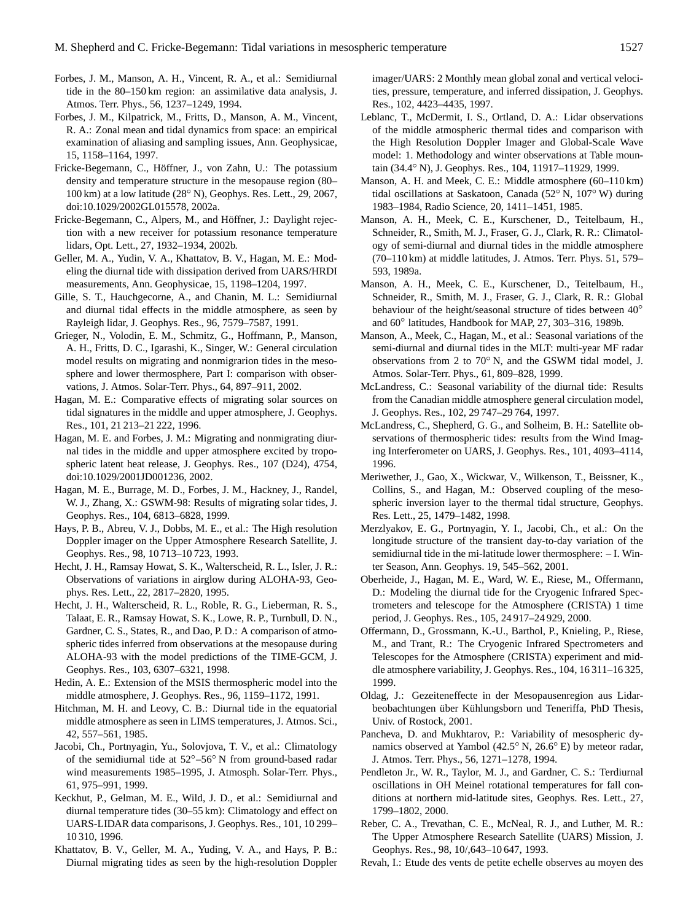Forbes, J. M., Manson, A. H., Vincent, R. A., et al.: Semidiurnal tide in the 80–150 km region: an assimilative data analysis, J. Atmos. Terr. Phys., 56, 1237–1249, 1994.

Forbes, J. M., Kilpatrick, M., Fritts, D., Manson, A. M., Vincent, R. A.: Zonal mean and tidal dynamics from space: an empirical examination of aliasing and sampling issues, Ann. Geophysicae, 15, 1158–1164, 1997.

Fricke-Begemann, C., Höffner, J., von Zahn, U.: The potassium density and temperature structure in the mesopause region (80–100 km) at a low latitude (28° N), Geophys. Res. Lett., 29, 2067, doi:10.1029/2002GL015578, 2002a.

Fricke-Begemann, C., Alpers, M., and Höffner, J.: Daylight rejection with a new receiver for potassium resonance temperature lidars, Opt. Lett., 27, 1932–1934, 2002b.

Geller, M. A., Yudin, V. A., Khattatov, B. V., Hagan, M. E.: Modeling the diurnal tide with dissipation derived from UARS/HRDI measurements, Ann. Geophysicae, 15, 1198–1204, 1997.

Gille, S. T., Hauchgecorne, A., and Chanin, M. L.: Semidiurnal and diurnal tidal effects in the middle atmosphere, as seen by Rayleigh lidar, J. Geophys. Res., 96, 7579–7587, 1991.

Grieger, N., Volodin, E. M., Schmitz, G., Hoffmann, P., Manson, A. H., Fritts, D. C., Igarashi, K., Singer, W.: General circulation model results on migrating and nonmigrarion tides in the mesosphere and lower thermosphere, Part I: comparison with observations, J. Atmos. Solar-Terr. Phys., 64, 897–911, 2002.

Hagan, M. E.: Comparative effects of migrating solar sources on tidal signatures in the middle and upper atmosphere, J. Geophys. Res., 101, 21 213–21 222, 1996.

Hagan, M. E. and Forbes, J. M.: Migrating and nonmigrating diurnal tides in the middle and upper atmosphere excited by tropospheric latent heat release, J. Geophys. Res., 107 (D24), 4754, doi:10.1029/2001JD001236, 2002.

Hagan, M. E., Burrage, M. D., Forbes, J. M., Hackney, J., Randel, W. J., Zhang, X.: GSWM-98: Results of migrating solar tides, J. Geophys. Res., 104, 6813–6828, 1999.

Hays, P. B., Abreu, V. J., Dobbs, M. E., et al.: The High resolution Doppler imager on the Upper Atmosphere Research Satellite, J. Geophys. Res., 98, 10 713–10 723, 1993.

Hecht, J. H., Ramsay Howat, S. K., Walterscheid, R. L., Isler, J. R.: Observations of variations in airglow during ALOHA-93, Geophys. Res. Lett., 22, 2817–2820, 1995.

Hecht, J. H., Walterscheid, R. L., Roble, R. G., Lieberman, R. S., Talaat, E. R., Ramsay Howat, S. K., Lowe, R. P., Turnbull, D. N., Gardner, C. S., States, R., and Dao, P. D.: A comparison of atmospheric tides inferred from observations at the mesopause during ALOHA-93 with the model predictions of the TIME-GCM, J. Geophys. Res., 103, 6307–6321, 1998.

Hedin, A. E.: Extension of the MSIS thermospheric model into the middle atmosphere, J. Geophys. Res., 96, 1159–1172, 1991.

Hitchman, M. H. and Leovy, C. B.: Diurnal tide in the equatorial middle atmosphere as seen in LIMS temperatures, J. Atmos. Sci., 42, 557–561, 1985.

Jacobi, Ch., Portnyagin, Yu., Solovjova, T. V., et al.: Climatology of the semidiurnal tide at 52°–56° N from ground-based radar wind measurements 1985–1995, J. Atmosph. Solar-Terr. Phys., 61, 975–991, 1999.

Keckhut, P., Gelman, M. E., Wild, J. D., et al.: Semidiurnal and diurnal temperature tides (30–55 km): Climatology and effect on UARS-LIDAR data comparisons, J. Geophys. Res., 101, 10 299–10 310, 1996.

Khattatov, B. V., Geller, M. A., Yuding, V. A., and Hays, P. B.: Diurnal migrating tides as seen by the high-resolution Doppler imager/UARS: 2 Monthly mean global zonal and vertical velocities, pressure, temperature, and inferred dissipation, J. Geophys. Res., 102, 4423–4435, 1997.

Leblanc, T., McDermit, I. S., Ortland, D. A.: Lidar observations of the middle atmospheric thermal tides and comparison with the High Resolution Doppler Imager and Global-Scale Wave model: 1. Methodology and winter observations at Table mountain (34.4° N), J. Geophys. Res., 104, 11917–11929, 1999.

Manson, A. H. and Meek, C. E.: Middle atmosphere (60–110 km) tidal oscillations at Saskatoon, Canada (52° N, 107° W) during 1983–1984, Radio Science, 20, 1411–1451, 1985.

Manson, A. H., Meek, C. E., Kurschener, D., Teitelbaum, H., Schneider, R., Smith, M. J., Fraser, G. J., Clark, R. R.: Climatology of semi-diurnal and diurnal tides in the middle atmosphere (70–110 km) at middle latitudes, J. Atmos. Terr. Phys. 51, 579–593, 1989a.

Manson, A. H., Meek, C. E., Kurschener, D., Teitelbaum, H., Schneider, R., Smith, M. J., Fraser, G. J., Clark, R. R.: Global behaviour of the height/seasonal structure of tides between 40° and 60° latitudes, Handbook for MAP, 27, 303–316, 1989b.

Manson, A., Meek, C., Hagan, M., et al.: Seasonal variations of the semi-diurnal and diurnal tides in the MLT: multi-year MF radar observations from 2 to 70° N, and the GSWM tidal model, J. Atmos. Solar-Terr. Phys., 61, 809–828, 1999.

McLandress, C.: Seasonal variability of the diurnal tide: Results from the Canadian middle atmosphere general circulation model, J. Geophys. Res., 102, 29 747–29 764, 1997.

McLandress, C., Shepherd, G. G., and Solheim, B. H.: Satellite observations of thermospheric tides: results from the Wind Imaging Interferometer on UARS, J. Geophys. Res., 101, 4093–4114, 1996.

Meriwether, J., Gao, X., Wickwar, V., Wilkenson, T., Beissner, K., Collins, S., and Hagan, M.: Observed coupling of the mesospheric inversion layer to the thermal tidal structure, Geophys. Res. Lett., 25, 1479–1482, 1998.

Merzlyakov, E. G., Portnyagin, Y. I., Jacobi, Ch., et al.: On the longitude structure of the transient day-to-day variation of the semidiurnal tide in the mi-latitude lower thermosphere: – I. Winter Season, Ann. Geophys. 19, 545–562, 2001.

Oberheide, J., Hagan, M. E., Ward, W. E., Riese, M., Offermann, D.: Modeling the diurnal tide for the Cryogenic Infrared Spectrometers and telescope for the Atmosphere (CRISTA) 1 time period, J. Geophys. Res., 105, 24 917–24 929, 2000.

Offermann, D., Grossmann, K.-U., Barthol, P., Knieling, P., Riese, M., and Trant, R.: The Cryogenic Infrared Spectrometers and Telescopes for the Atmosphere (CRISTA) experiment and middle atmosphere variability, J. Geophys. Res., 104, 16 311–16 325, 1999.

Oldag, J.: Gezeiteneffecte in der Mesopausenregion aus Lidarbeobachtungen über Kühlungsborn und Teneriffa, PhD Thesis, Univ. of Rostock, 2001.

Pancheva, D. and Mukhtarov, P.: Variability of mesospheric dynamics observed at Yambol (42.5° N, 26.6° E) by meteor radar, J. Atmos. Terr. Phys., 56, 1271–1278, 1994.

Pendleton Jr., W. R., Taylor, M. J., and Gardner, C. S.: Terdiurnal oscillations in OH Meinel rotational temperatures for fall conditions at northern mid-latitude sites, Geophys. Res. Lett., 27, 1799–1802, 2000.

Reber, C. A., Trevathan, C. E., McNeal, R. J., and Luther, M. R.: The Upper Atmosphere Research Satellite (UARS) Mission, J. Geophys. Res., 98, 10/,643–10 647, 1993.

Revah, I.: Etude des vents de petite echelle observes au moyen des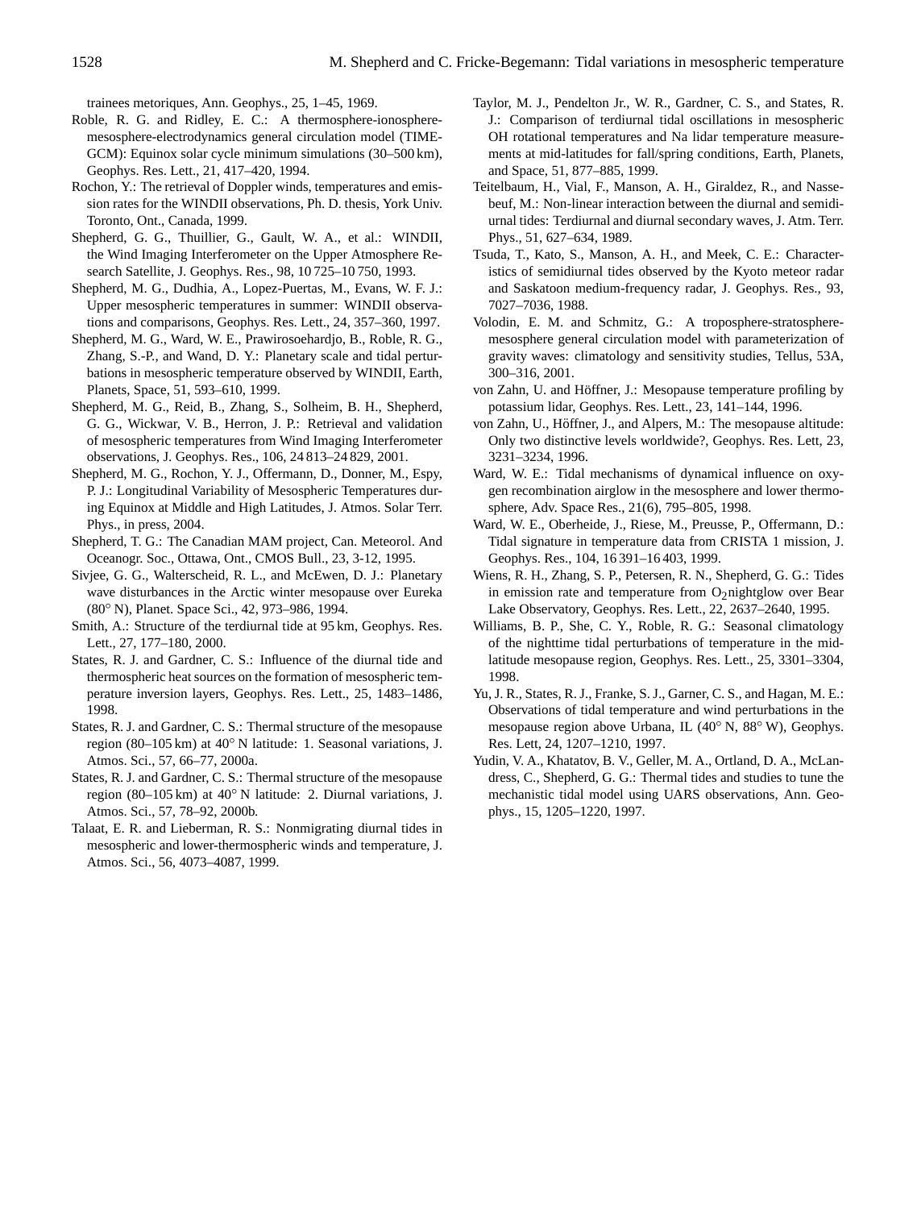trainees metoriques, Ann. Geophys., 25, 1–45, 1969.

Roble, R. G. and Ridley, E. C.: A thermosphere-ionosphere-mesosphere-electrodynamics general circulation model (TIME-GCM): Equinox solar cycle minimum simulations (30–500 km), Geophys. Res. Lett., 21, 417–420, 1994.

Rochon, Y.: The retrieval of Doppler winds, temperatures and emission rates for the WINDII observations, Ph. D. thesis, York Univ. Toronto, Ont., Canada, 1999.

Shepherd, G. G., Thuillier, G., Gault, W. A., et al.: WINDII, the Wind Imaging Interferometer on the Upper Atmosphere Research Satellite, J. Geophys. Res., 98, 10 725–10 750, 1993.

Shepherd, M. G., Dudhia, A., Lopez-Puertas, M., Evans, W. F. J.: Upper mesospheric temperatures in summer: WINDII observations and comparisons, Geophys. Res. Lett., 24, 357–360, 1997.

Shepherd, M. G., Ward, W. E., Prawirosoehardjo, B., Roble, R. G., Zhang, S.-P., and Wand, D. Y.: Planetary scale and tidal perturbations in mesospheric temperature observed by WINDII, Earth, Planets, Space, 51, 593–610, 1999.

Shepherd, M. G., Reid, B., Zhang, S., Solheim, B. H., Shepherd, G. G., Wickwar, V. B., Herron, J. P.: Retrieval and validation of mesospheric temperatures from Wind Imaging Interferometer observations, J. Geophys. Res., 106, 24 813–24 829, 2001.

Shepherd, M. G., Rochon, Y. J., Offermann, D., Donner, M., Espy, P. J.: Longitudinal Variability of Mesospheric Temperatures during Equinox at Middle and High Latitudes, J. Atmos. Solar Terr. Phys., in press, 2004.

Shepherd, T. G.: The Canadian MAM project, Can. Meteorol. And Oceanogr. Soc., Ottawa, Ont., CMOS Bull., 23, 3-12, 1995.

Sivjee, G. G., Walterscheid, R. L., and McEwen, D. J.: Planetary wave disturbances in the Arctic winter mesopause over Eureka (80° N), Planet. Space Sci., 42, 973–986, 1994.

Smith, A.: Structure of the terdiurnal tide at 95 km, Geophys. Res. Lett., 27, 177–180, 2000.

States, R. J. and Gardner, C. S.: Influence of the diurnal tide and thermospheric heat sources on the formation of mesospheric temperature inversion layers, Geophys. Res. Lett., 25, 1483–1486, 1998.

States, R. J. and Gardner, C. S.: Thermal structure of the mesopause region (80–105 km) at 40° N latitude: 1. Seasonal variations, J. Atmos. Sci., 57, 66–77, 2000a.

States, R. J. and Gardner, C. S.: Thermal structure of the mesopause region (80–105 km) at 40° N latitude: 2. Diurnal variations, J. Atmos. Sci., 57, 78–92, 2000b.

Talaat, E. R. and Lieberman, R. S.: Nonmigrating diurnal tides in mesospheric and lower-thermospheric winds and temperature, J. Atmos. Sci., 56, 4073–4087, 1999.

Taylor, M. J., Pendelton Jr., W. R., Gardner, C. S., and States, R. J.: Comparison of terdiurnal tidal oscillations in mesospheric OH rotational temperatures and Na lidar temperature measurements at mid-latitudes for fall/spring conditions, Earth, Planets, and Space, 51, 877–885, 1999.

Teitelbaum, H., Vial, F., Manson, A. H., Giraldez, R., and Massebeuf, M.: Non-linear interaction between the diurnal and semidiurnal tides: Terdiurnal and diurnal secondary waves, J. Atm. Terr. Phys., 51, 627–634, 1989.

Tsuda, T., Kato, S., Manson, A. H., and Meek, C. E.: Characteristics of semidiurnal tides observed by the Kyoto meteor radar and Saskatoon medium-frequency radar, J. Geophys. Res., 93, 7027–7036, 1988.

Volodin, E. M. and Schmitz, G.: A troposphere-stratosphere-mesosphere general circulation model with parameterization of gravity waves: climatology and sensitivity studies, Tellus, 53A, 300–316, 2001.

von Zahn, U. and Höffner, J.: Mesopause temperature profiling by potassium lidar, Geophys. Res. Lett., 23, 141–144, 1996.

von Zahn, U., Höffner, J., and Alpers, M.: The mesopause altitude: Only two distinctive levels worldwide?, Geophys. Res. Lett, 23, 3231–3234, 1996.

Ward, W. E.: Tidal mechanisms of dynamical influence on oxygen recombination airglow in the mesosphere and lower thermosphere, Adv. Space Res., 21(6), 795–805, 1998.

Ward, W. E., Oberheide, J., Riese, M., Preusse, P., Offermann, D.: Tidal signature in temperature data from CRISTA 1 mission, J. Geophys. Res., 104, 16 391–16 403, 1999.

Wiens, R. H., Zhang, S. P., Petersen, R. N., Shepherd, G. G.: Tides in emission rate and temperature from $O_2$nightglow over Bear Lake Observatory, Geophys. Res. Lett., 22, 2637–2640, 1995.

Williams, B. P., She, C. Y., Roble, R. G.: Seasonal climatology of the nighttime tidal perturbations of temperature in the mid-latitude mesopause region, Geophys. Res. Lett., 25, 3301–3304, 1998.

Yu, J. R., States, R. J., Franke, S. J., Garner, C. S., and Hagan, M. E.: Observations of tidal temperature and wind perturbations in the mesopause region above Urbana, IL (40° N, 88° W), Geophys. Res. Lett, 24, 1207–1210, 1997.

Yudin, V. A., Khatatov, B. V., Geller, M. A., Ortland, D. A., McLandress, C., Shepherd, G. G.: Thermal tides and studies to tune the mechanistic tidal model using UARS observations, Ann. Geophys., 15, 1205–1220, 1997.